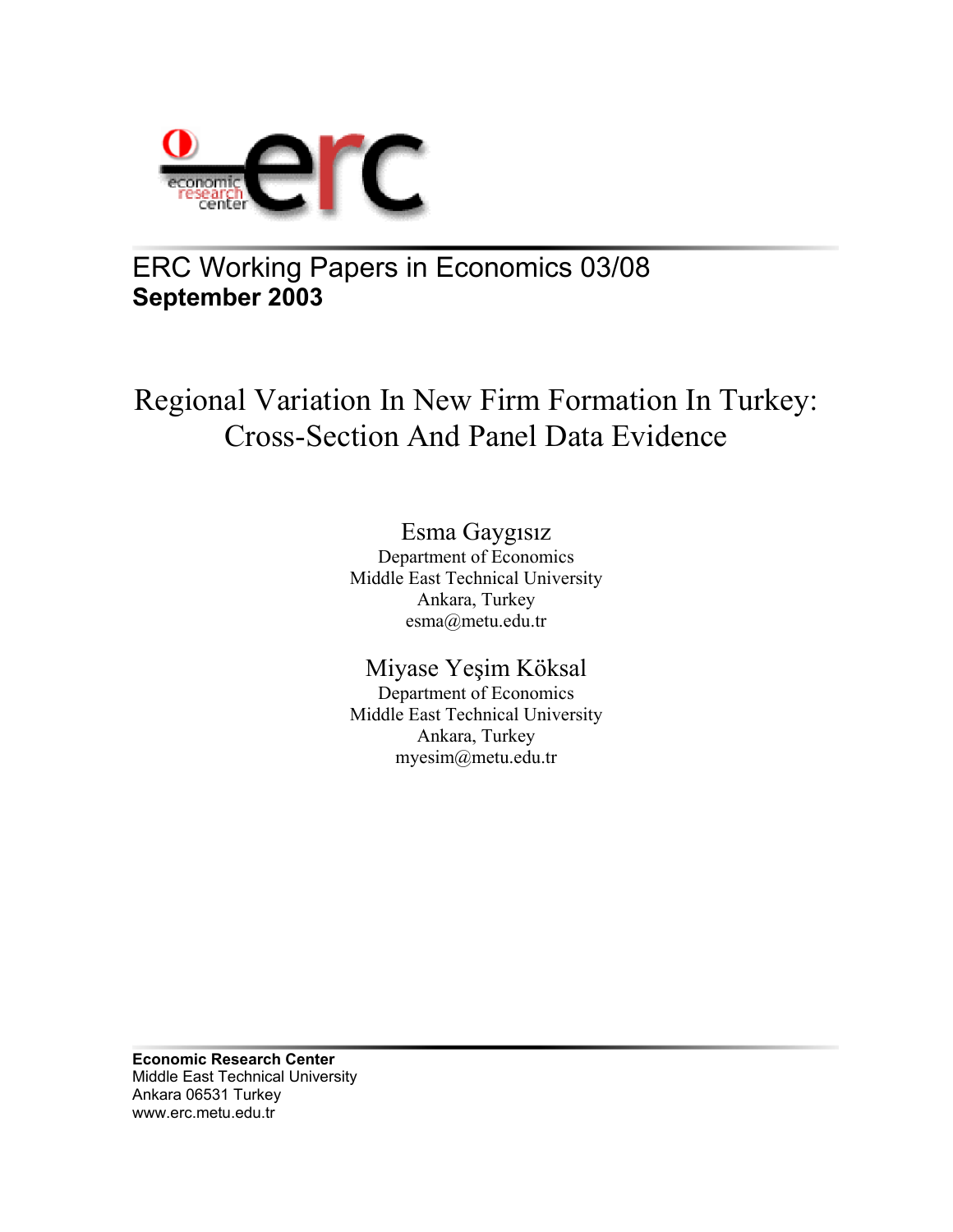ERC Working Papers in Economics 03/08
**September 2003**

# Regional Variation In New Firm Formation In Turkey: Cross-Section And Panel Data Evidence

Esma Gaygısız
Department of Economics
Middle East Technical University
Ankara, Turkey
esma@metu.edu.tr

Miyase Yeşim Köksal
Department of Economics
Middle East Technical University
Ankara, Turkey
myesim@metu.edu.tr

**Economic Research Center**
Middle East Technical University
Ankara 06531 Turkey
www.erc.metu.edu.tr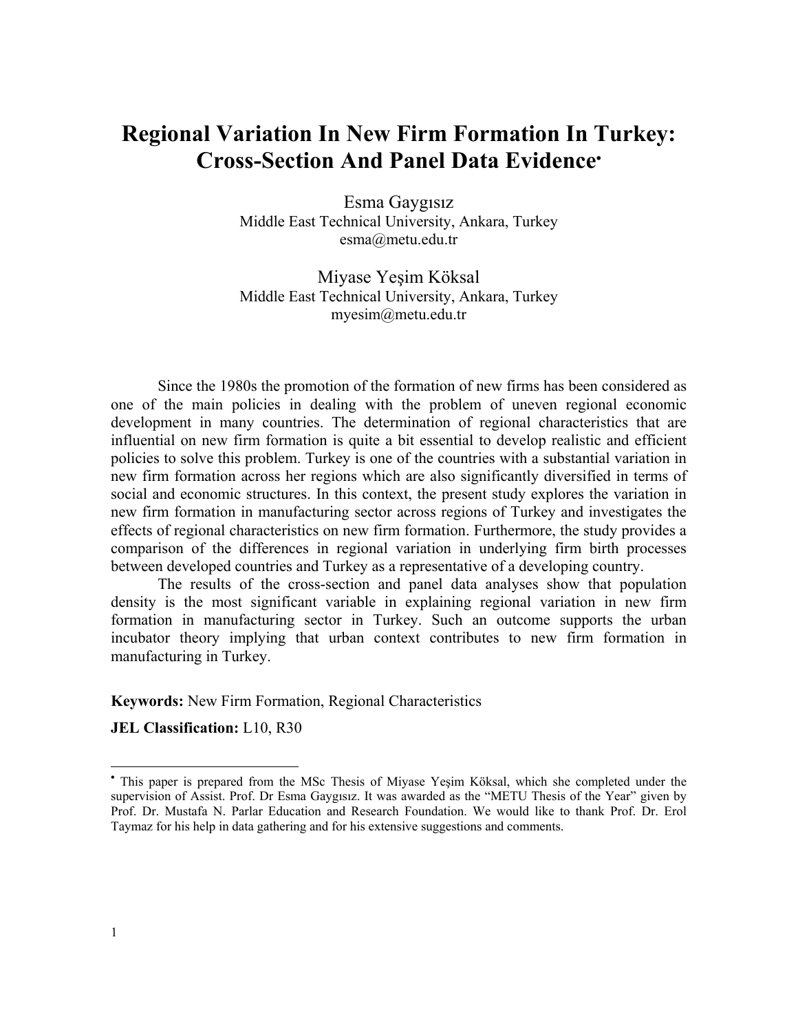# Regional Variation In New Firm Formation In Turkey: Cross-Section And Panel Data Evidence[•]

Esma Gaygısız
Middle East Technical University, Ankara, Turkey
esma@metu.edu.tr

Miyase Yeşim Köksal
Middle East Technical University, Ankara, Turkey
myesim@metu.edu.tr

Since the 1980s the promotion of the formation of new firms has been considered as one of the main policies in dealing with the problem of uneven regional economic development in many countries. The determination of regional characteristics that are influential on new firm formation is quite a bit essential to develop realistic and efficient policies to solve this problem. Turkey is one of the countries with a substantial variation in new firm formation across her regions which are also significantly diversified in terms of social and economic structures. In this context, the present study explores the variation in new firm formation in manufacturing sector across regions of Turkey and investigates the effects of regional characteristics on new firm formation. Furthermore, the study provides a comparison of the differences in regional variation in underlying firm birth processes between developed countries and Turkey as a representative of a developing country.

The results of the cross-section and panel data analyses show that population density is the most significant variable in explaining regional variation in new firm formation in manufacturing sector in Turkey. Such an outcome supports the urban incubator theory implying that urban context contributes to new firm formation in manufacturing in Turkey.

**Keywords:** New Firm Formation, Regional Characteristics

**JEL Classification:** L10, R30

---

[•] This paper is prepared from the MSc Thesis of Miyase Yeşim Köksal, which she completed under the supervision of Assist. Prof. Dr Esma Gaygısız. It was awarded as the "METU Thesis of the Year" given by Prof. Dr. Mustafa N. Parlar Education and Research Foundation. We would like to thank Prof. Dr. Erol Taymaz for his help in data gathering and for his extensive suggestions and comments.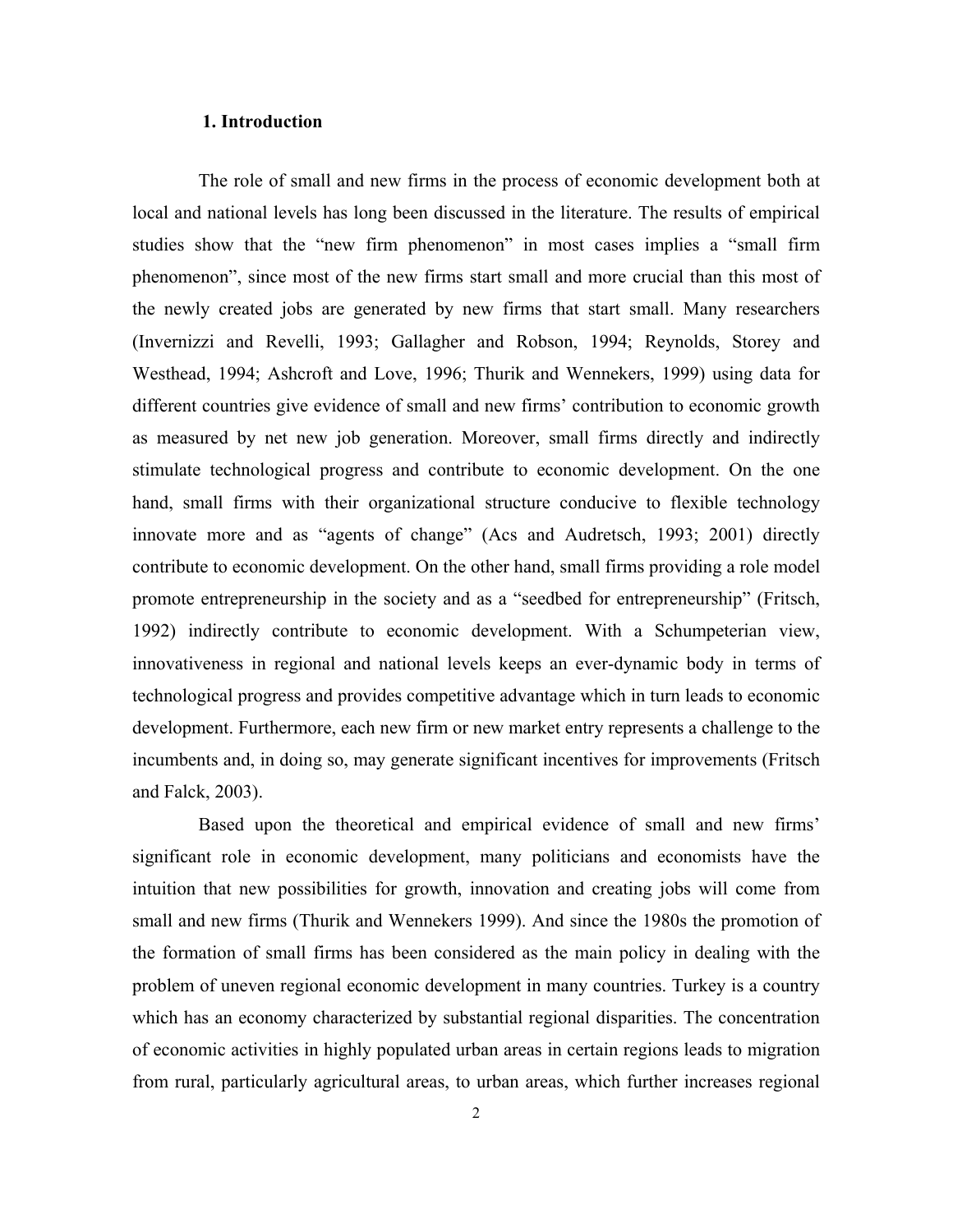## 1. Introduction

The role of small and new firms in the process of economic development both at local and national levels has long been discussed in the literature. The results of empirical studies show that the "new firm phenomenon" in most cases implies a "small firm phenomenon", since most of the new firms start small and more crucial than this most of the newly created jobs are generated by new firms that start small. Many researchers (Invernizzi and Revelli, 1993; Gallagher and Robson, 1994; Reynolds, Storey and Westhead, 1994; Ashcroft and Love, 1996; Thurik and Wennekers, 1999) using data for different countries give evidence of small and new firms' contribution to economic growth as measured by net new job generation. Moreover, small firms directly and indirectly stimulate technological progress and contribute to economic development. On the one hand, small firms with their organizational structure conducive to flexible technology innovate more and as "agents of change" (Acs and Audretsch, 1993; 2001) directly contribute to economic development. On the other hand, small firms providing a role model promote entrepreneurship in the society and as a "seedbed for entrepreneurship" (Fritsch, 1992) indirectly contribute to economic development. With a Schumpeterian view, innovativeness in regional and national levels keeps an ever-dynamic body in terms of technological progress and provides competitive advantage which in turn leads to economic development. Furthermore, each new firm or new market entry represents a challenge to the incumbents and, in doing so, may generate significant incentives for improvements (Fritsch and Falck, 2003).

Based upon the theoretical and empirical evidence of small and new firms' significant role in economic development, many politicians and economists have the intuition that new possibilities for growth, innovation and creating jobs will come from small and new firms (Thurik and Wennekers 1999). And since the 1980s the promotion of the formation of small firms has been considered as the main policy in dealing with the problem of uneven regional economic development in many countries. Turkey is a country which has an economy characterized by substantial regional disparities. The concentration of economic activities in highly populated urban areas in certain regions leads to migration from rural, particularly agricultural areas, to urban areas, which further increases regional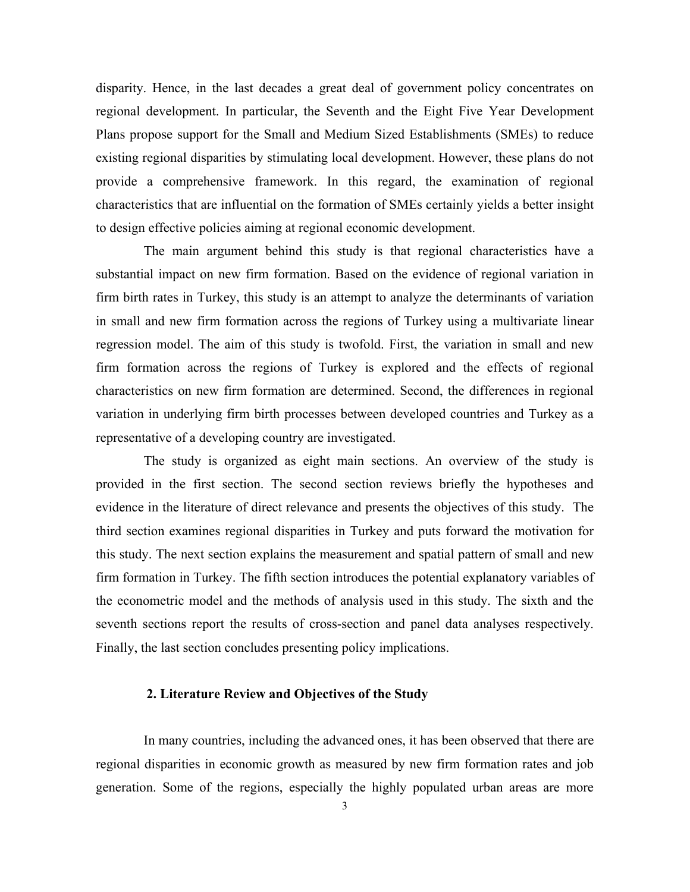disparity. Hence, in the last decades a great deal of government policy concentrates on regional development. In particular, the Seventh and the Eight Five Year Development Plans propose support for the Small and Medium Sized Establishments (SMEs) to reduce existing regional disparities by stimulating local development. However, these plans do not provide a comprehensive framework. In this regard, the examination of regional characteristics that are influential on the formation of SMEs certainly yields a better insight to design effective policies aiming at regional economic development.

The main argument behind this study is that regional characteristics have a substantial impact on new firm formation. Based on the evidence of regional variation in firm birth rates in Turkey, this study is an attempt to analyze the determinants of variation in small and new firm formation across the regions of Turkey using a multivariate linear regression model. The aim of this study is twofold. First, the variation in small and new firm formation across the regions of Turkey is explored and the effects of regional characteristics on new firm formation are determined. Second, the differences in regional variation in underlying firm birth processes between developed countries and Turkey as a representative of a developing country are investigated.

The study is organized as eight main sections. An overview of the study is provided in the first section. The second section reviews briefly the hypotheses and evidence in the literature of direct relevance and presents the objectives of this study. The third section examines regional disparities in Turkey and puts forward the motivation for this study. The next section explains the measurement and spatial pattern of small and new firm formation in Turkey. The fifth section introduces the potential explanatory variables of the econometric model and the methods of analysis used in this study. The sixth and the seventh sections report the results of cross-section and panel data analyses respectively. Finally, the last section concludes presenting policy implications.

## 2. Literature Review and Objectives of the Study

In many countries, including the advanced ones, it has been observed that there are regional disparities in economic growth as measured by new firm formation rates and job generation. Some of the regions, especially the highly populated urban areas are more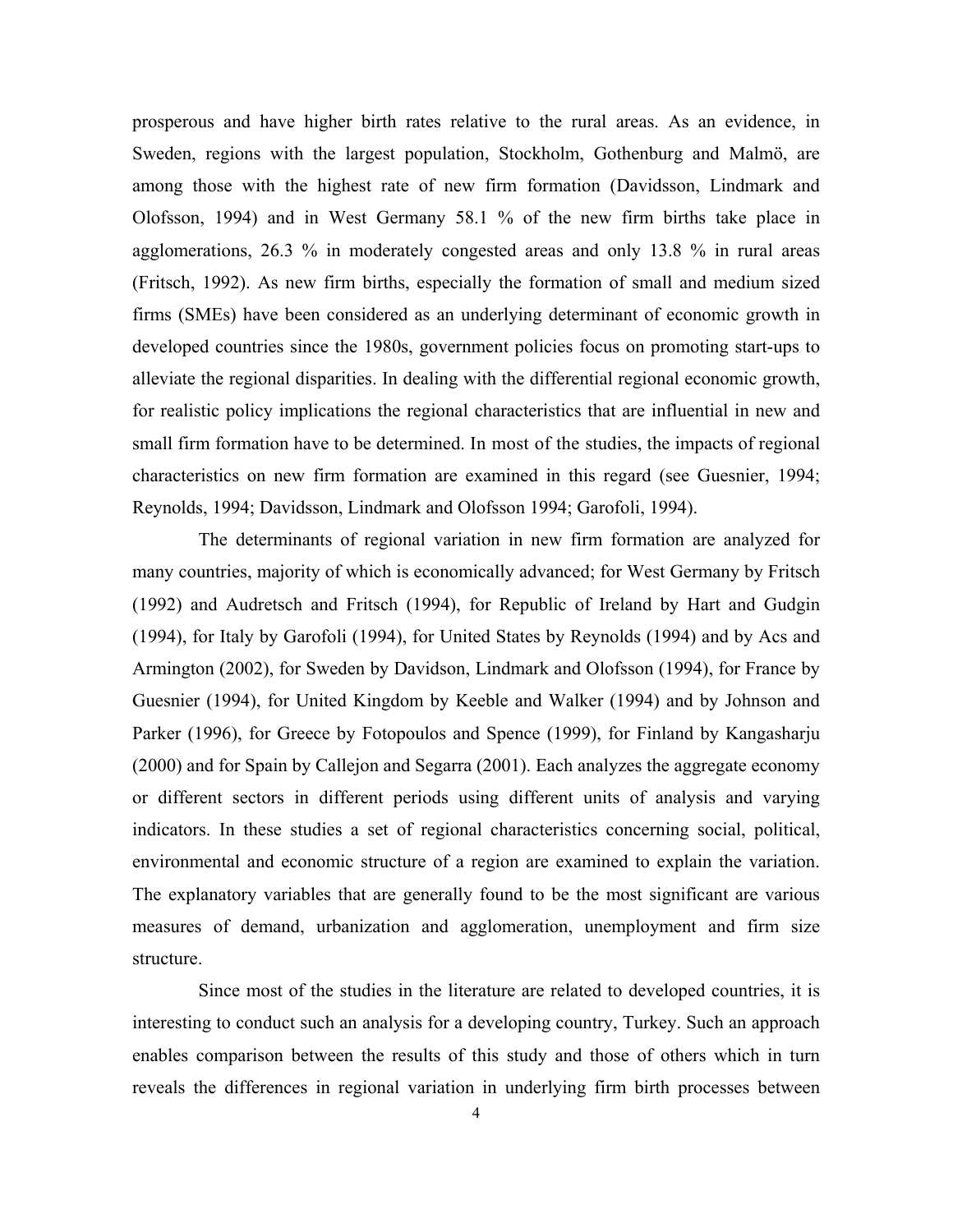prosperous and have higher birth rates relative to the rural areas. As an evidence, in Sweden, regions with the largest population, Stockholm, Gothenburg and Malmö, are among those with the highest rate of new firm formation (Davidsson, Lindmark and Olofsson, 1994) and in West Germany 58.1 % of the new firm births take place in agglomerations, 26.3 % in moderately congested areas and only 13.8 % in rural areas (Fritsch, 1992). As new firm births, especially the formation of small and medium sized firms (SMEs) have been considered as an underlying determinant of economic growth in developed countries since the 1980s, government policies focus on promoting start-ups to alleviate the regional disparities. In dealing with the differential regional economic growth, for realistic policy implications the regional characteristics that are influential in new and small firm formation have to be determined. In most of the studies, the impacts of regional characteristics on new firm formation are examined in this regard (see Guesnier, 1994; Reynolds, 1994; Davidsson, Lindmark and Olofsson 1994; Garofoli, 1994).

The determinants of regional variation in new firm formation are analyzed for many countries, majority of which is economically advanced; for West Germany by Fritsch (1992) and Audretsch and Fritsch (1994), for Republic of Ireland by Hart and Gudgin (1994), for Italy by Garofoli (1994), for United States by Reynolds (1994) and by Acs and Armington (2002), for Sweden by Davidson, Lindmark and Olofsson (1994), for France by Guesnier (1994), for United Kingdom by Keeble and Walker (1994) and by Johnson and Parker (1996), for Greece by Fotopoulos and Spence (1999), for Finland by Kangasharju (2000) and for Spain by Callejon and Segarra (2001). Each analyzes the aggregate economy or different sectors in different periods using different units of analysis and varying indicators. In these studies a set of regional characteristics concerning social, political, environmental and economic structure of a region are examined to explain the variation. The explanatory variables that are generally found to be the most significant are various measures of demand, urbanization and agglomeration, unemployment and firm size structure.

Since most of the studies in the literature are related to developed countries, it is interesting to conduct such an analysis for a developing country, Turkey. Such an approach enables comparison between the results of this study and those of others which in turn reveals the differences in regional variation in underlying firm birth processes between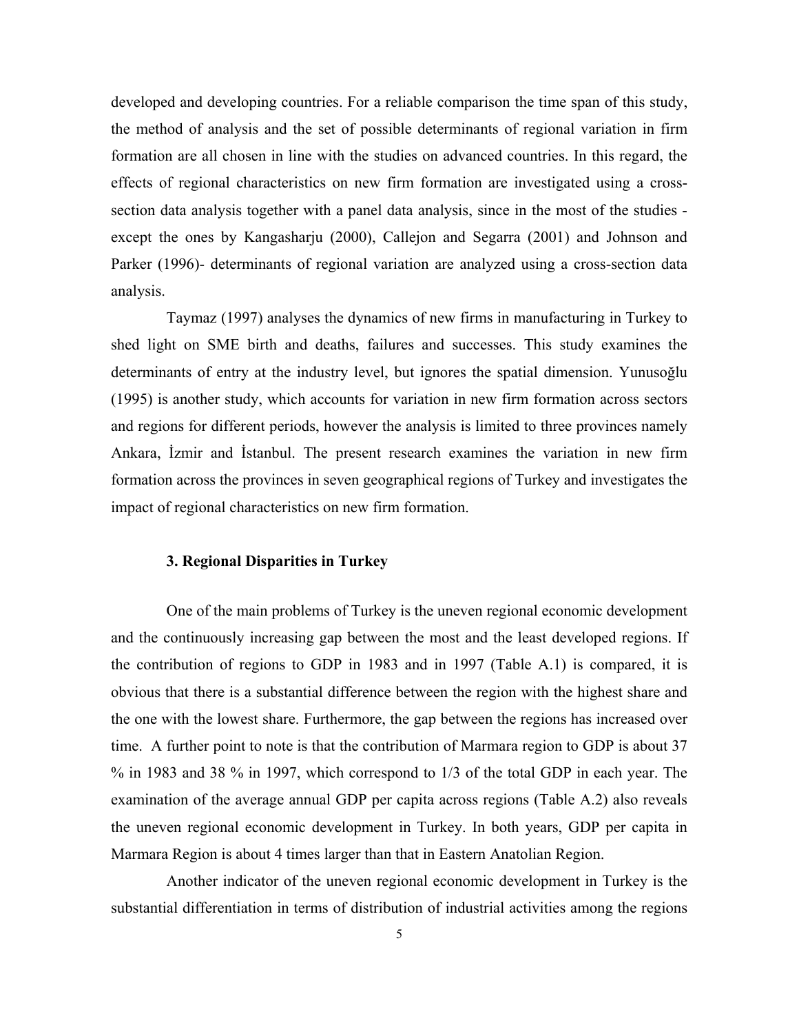developed and developing countries. For a reliable comparison the time span of this study, the method of analysis and the set of possible determinants of regional variation in firm formation are all chosen in line with the studies on advanced countries. In this regard, the effects of regional characteristics on new firm formation are investigated using a cross-section data analysis together with a panel data analysis, since in the most of the studies - except the ones by Kangasharju (2000), Callejon and Segarra (2001) and Johnson and Parker (1996)- determinants of regional variation are analyzed using a cross-section data analysis.

Taymaz (1997) analyses the dynamics of new firms in manufacturing in Turkey to shed light on SME birth and deaths, failures and successes. This study examines the determinants of entry at the industry level, but ignores the spatial dimension. Yunusoğlu (1995) is another study, which accounts for variation in new firm formation across sectors and regions for different periods, however the analysis is limited to three provinces namely Ankara, İzmir and İstanbul. The present research examines the variation in new firm formation across the provinces in seven geographical regions of Turkey and investigates the impact of regional characteristics on new firm formation.

### 3. Regional Disparities in Turkey

One of the main problems of Turkey is the uneven regional economic development and the continuously increasing gap between the most and the least developed regions. If the contribution of regions to GDP in 1983 and in 1997 (Table A.1) is compared, it is obvious that there is a substantial difference between the region with the highest share and the one with the lowest share. Furthermore, the gap between the regions has increased over time. A further point to note is that the contribution of Marmara region to GDP is about 37 % in 1983 and 38 % in 1997, which correspond to 1/3 of the total GDP in each year. The examination of the average annual GDP per capita across regions (Table A.2) also reveals the uneven regional economic development in Turkey. In both years, GDP per capita in Marmara Region is about 4 times larger than that in Eastern Anatolian Region.

Another indicator of the uneven regional economic development in Turkey is the substantial differentiation in terms of distribution of industrial activities among the regions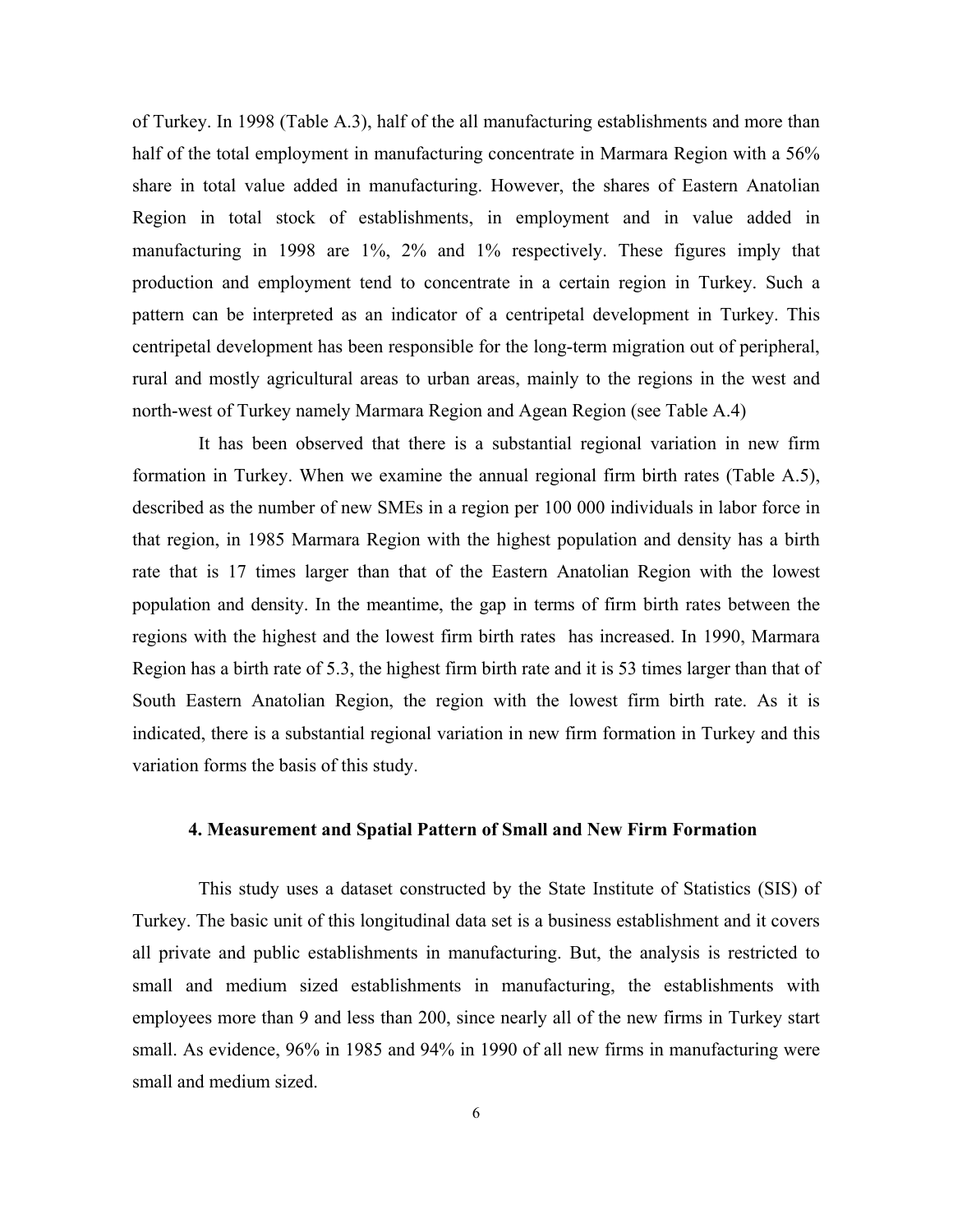of Turkey. In 1998 (Table A.3), half of the all manufacturing establishments and more than half of the total employment in manufacturing concentrate in Marmara Region with a 56% share in total value added in manufacturing. However, the shares of Eastern Anatolian Region in total stock of establishments, in employment and in value added in manufacturing in 1998 are 1%, 2% and 1% respectively. These figures imply that production and employment tend to concentrate in a certain region in Turkey. Such a pattern can be interpreted as an indicator of a centripetal development in Turkey. This centripetal development has been responsible for the long-term migration out of peripheral, rural and mostly agricultural areas to urban areas, mainly to the regions in the west and north-west of Turkey namely Marmara Region and Agean Region (see Table A.4)

It has been observed that there is a substantial regional variation in new firm formation in Turkey. When we examine the annual regional firm birth rates (Table A.5), described as the number of new SMEs in a region per 100 000 individuals in labor force in that region, in 1985 Marmara Region with the highest population and density has a birth rate that is 17 times larger than that of the Eastern Anatolian Region with the lowest population and density. In the meantime, the gap in terms of firm birth rates between the regions with the highest and the lowest firm birth rates has increased. In 1990, Marmara Region has a birth rate of 5.3, the highest firm birth rate and it is 53 times larger than that of South Eastern Anatolian Region, the region with the lowest firm birth rate. As it is indicated, there is a substantial regional variation in new firm formation in Turkey and this variation forms the basis of this study.

## 4. Measurement and Spatial Pattern of Small and New Firm Formation

This study uses a dataset constructed by the State Institute of Statistics (SIS) of Turkey. The basic unit of this longitudinal data set is a business establishment and it covers all private and public establishments in manufacturing. But, the analysis is restricted to small and medium sized establishments in manufacturing, the establishments with employees more than 9 and less than 200, since nearly all of the new firms in Turkey start small. As evidence, 96% in 1985 and 94% in 1990 of all new firms in manufacturing were small and medium sized.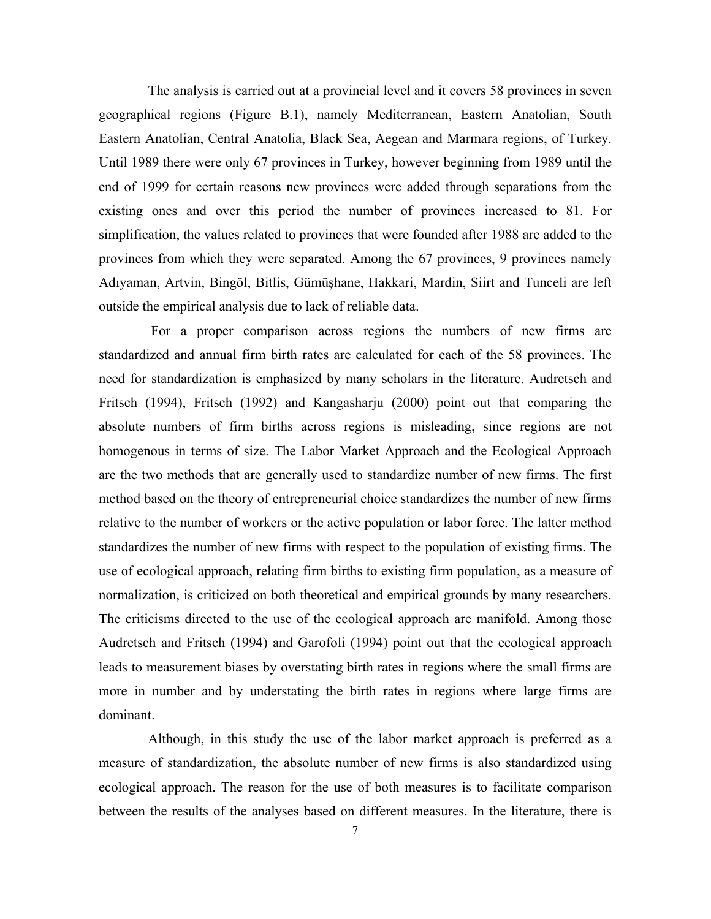The analysis is carried out at a provincial level and it covers 58 provinces in seven geographical regions (Figure B.1), namely Mediterranean, Eastern Anatolian, South Eastern Anatolian, Central Anatolia, Black Sea, Aegean and Marmara regions, of Turkey. Until 1989 there were only 67 provinces in Turkey, however beginning from 1989 until the end of 1999 for certain reasons new provinces were added through separations from the existing ones and over this period the number of provinces increased to 81. For simplification, the values related to provinces that were founded after 1988 are added to the provinces from which they were separated. Among the 67 provinces, 9 provinces namely Adıyaman, Artvin, Bingöl, Bitlis, Gümüşhane, Hakkari, Mardin, Siirt and Tunceli are left outside the empirical analysis due to lack of reliable data.

For a proper comparison across regions the numbers of new firms are standardized and annual firm birth rates are calculated for each of the 58 provinces. The need for standardization is emphasized by many scholars in the literature. Audretsch and Fritsch (1994), Fritsch (1992) and Kangasharju (2000) point out that comparing the absolute numbers of firm births across regions is misleading, since regions are not homogenous in terms of size. The Labor Market Approach and the Ecological Approach are the two methods that are generally used to standardize number of new firms. The first method based on the theory of entrepreneurial choice standardizes the number of new firms relative to the number of workers or the active population or labor force. The latter method standardizes the number of new firms with respect to the population of existing firms. The use of ecological approach, relating firm births to existing firm population, as a measure of normalization, is criticized on both theoretical and empirical grounds by many researchers. The criticisms directed to the use of the ecological approach are manifold. Among those Audretsch and Fritsch (1994) and Garofoli (1994) point out that the ecological approach leads to measurement biases by overstating birth rates in regions where the small firms are more in number and by understating the birth rates in regions where large firms are dominant.

Although, in this study the use of the labor market approach is preferred as a measure of standardization, the absolute number of new firms is also standardized using ecological approach. The reason for the use of both measures is to facilitate comparison between the results of the analyses based on different measures. In the literature, there is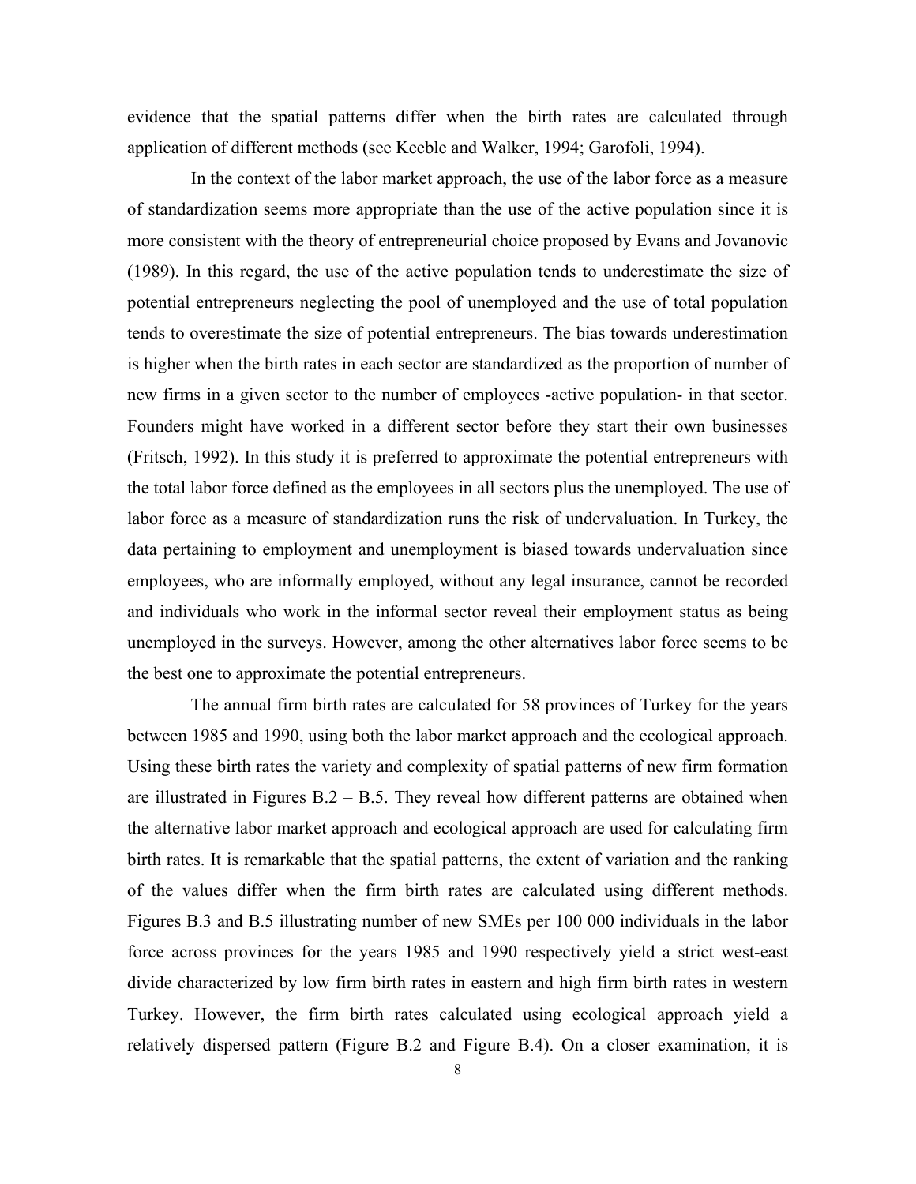evidence that the spatial patterns differ when the birth rates are calculated through application of different methods (see Keeble and Walker, 1994; Garofoli, 1994).

In the context of the labor market approach, the use of the labor force as a measure of standardization seems more appropriate than the use of the active population since it is more consistent with the theory of entrepreneurial choice proposed by Evans and Jovanovic (1989). In this regard, the use of the active population tends to underestimate the size of potential entrepreneurs neglecting the pool of unemployed and the use of total population tends to overestimate the size of potential entrepreneurs. The bias towards underestimation is higher when the birth rates in each sector are standardized as the proportion of number of new firms in a given sector to the number of employees -active population- in that sector. Founders might have worked in a different sector before they start their own businesses (Fritsch, 1992). In this study it is preferred to approximate the potential entrepreneurs with the total labor force defined as the employees in all sectors plus the unemployed. The use of labor force as a measure of standardization runs the risk of undervaluation. In Turkey, the data pertaining to employment and unemployment is biased towards undervaluation since employees, who are informally employed, without any legal insurance, cannot be recorded and individuals who work in the informal sector reveal their employment status as being unemployed in the surveys. However, among the other alternatives labor force seems to be the best one to approximate the potential entrepreneurs.

The annual firm birth rates are calculated for 58 provinces of Turkey for the years between 1985 and 1990, using both the labor market approach and the ecological approach. Using these birth rates the variety and complexity of spatial patterns of new firm formation are illustrated in Figures B.2 – B.5. They reveal how different patterns are obtained when the alternative labor market approach and ecological approach are used for calculating firm birth rates. It is remarkable that the spatial patterns, the extent of variation and the ranking of the values differ when the firm birth rates are calculated using different methods. Figures B.3 and B.5 illustrating number of new SMEs per 100 000 individuals in the labor force across provinces for the years 1985 and 1990 respectively yield a strict west-east divide characterized by low firm birth rates in eastern and high firm birth rates in western Turkey. However, the firm birth rates calculated using ecological approach yield a relatively dispersed pattern (Figure B.2 and Figure B.4). On a closer examination, it is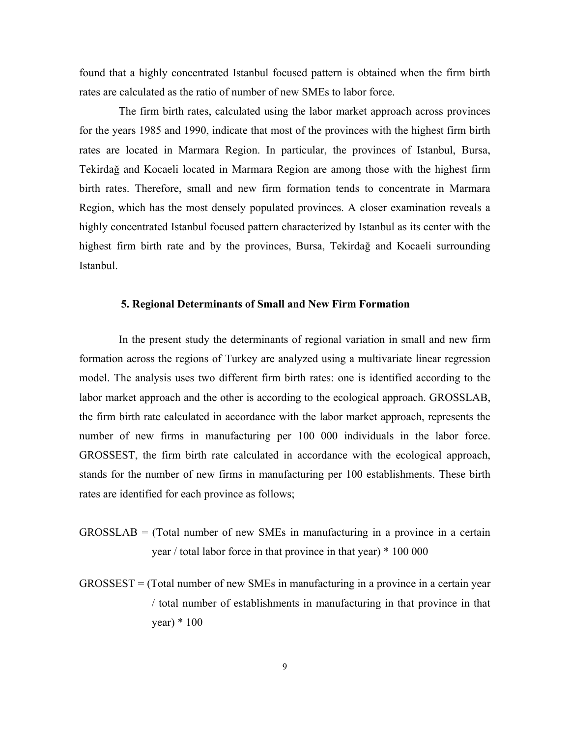found that a highly concentrated Istanbul focused pattern is obtained when the firm birth rates are calculated as the ratio of number of new SMEs to labor force.

The firm birth rates, calculated using the labor market approach across provinces for the years 1985 and 1990, indicate that most of the provinces with the highest firm birth rates are located in Marmara Region. In particular, the provinces of Istanbul, Bursa, Tekirdağ and Kocaeli located in Marmara Region are among those with the highest firm birth rates. Therefore, small and new firm formation tends to concentrate in Marmara Region, which has the most densely populated provinces. A closer examination reveals a highly concentrated Istanbul focused pattern characterized by Istanbul as its center with the highest firm birth rate and by the provinces, Bursa, Tekirdağ and Kocaeli surrounding Istanbul.

## 5. Regional Determinants of Small and New Firm Formation

In the present study the determinants of regional variation in small and new firm formation across the regions of Turkey are analyzed using a multivariate linear regression model. The analysis uses two different firm birth rates: one is identified according to the labor market approach and the other is according to the ecological approach. GROSSLAB, the firm birth rate calculated in accordance with the labor market approach, represents the number of new firms in manufacturing per 100 000 individuals in the labor force. GROSSEST, the firm birth rate calculated in accordance with the ecological approach, stands for the number of new firms in manufacturing per 100 establishments. These birth rates are identified for each province as follows;

GROSSLAB = (Total number of new SMEs in manufacturing in a province in a certain year / total labor force in that province in that year) * 100 000

GROSSEST = (Total number of new SMEs in manufacturing in a province in a certain year / total number of establishments in manufacturing in that province in that year) * 100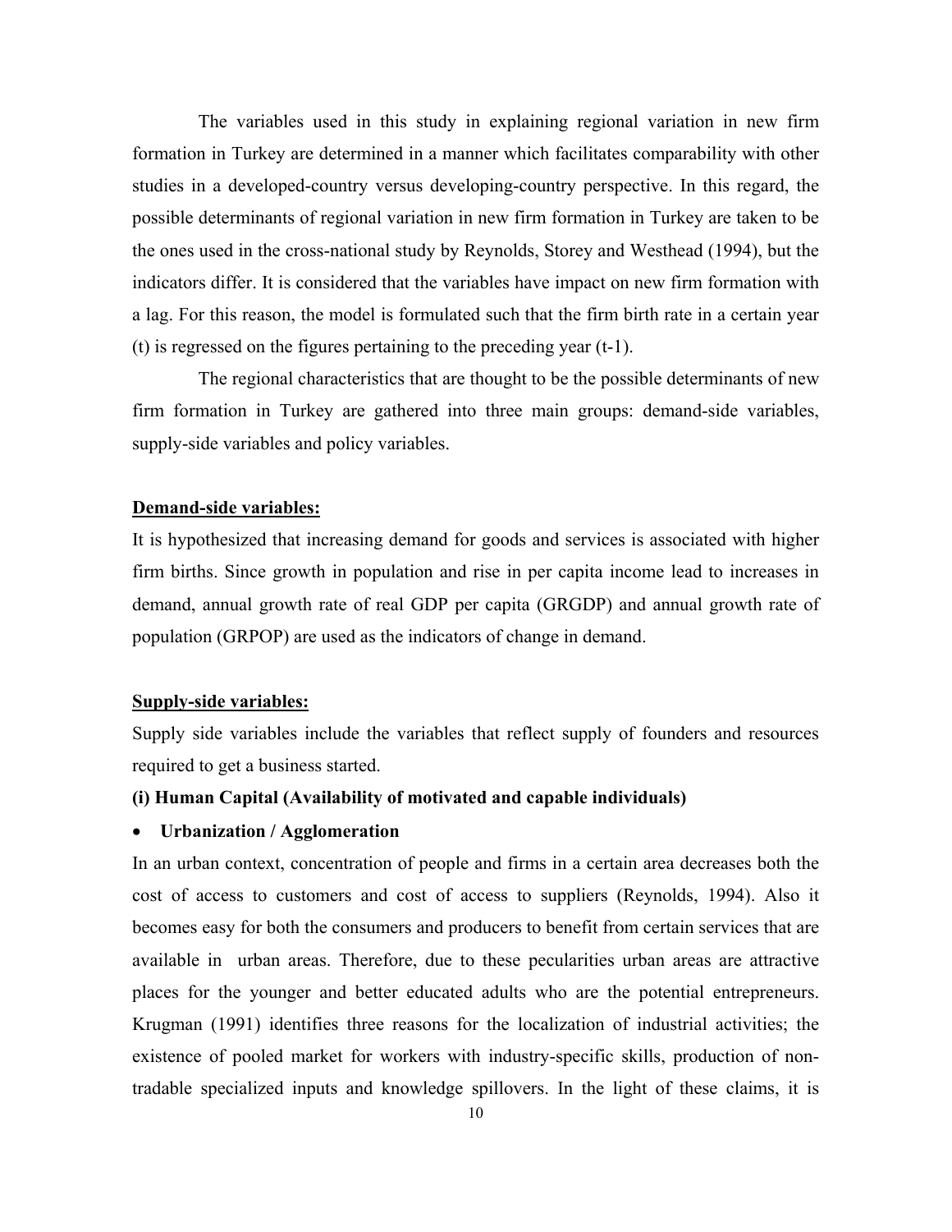The variables used in this study in explaining regional variation in new firm formation in Turkey are determined in a manner which facilitates comparability with other studies in a developed-country versus developing-country perspective. In this regard, the possible determinants of regional variation in new firm formation in Turkey are taken to be the ones used in the cross-national study by Reynolds, Storey and Westhead (1994), but the indicators differ. It is considered that the variables have impact on new firm formation with a lag. For this reason, the model is formulated such that the firm birth rate in a certain year (t) is regressed on the figures pertaining to the preceding year (t-1).

The regional characteristics that are thought to be the possible determinants of new firm formation in Turkey are gathered into three main groups: demand-side variables, supply-side variables and policy variables.

**Demand-side variables:**

It is hypothesized that increasing demand for goods and services is associated with higher firm births. Since growth in population and rise in per capita income lead to increases in demand, annual growth rate of real GDP per capita (GRGDP) and annual growth rate of population (GRPOP) are used as the indicators of change in demand.

**Supply-side variables:**

Supply side variables include the variables that reflect supply of founders and resources required to get a business started.

**(i) Human Capital (Availability of motivated and capable individuals)**

- **Urbanization / Agglomeration**

In an urban context, concentration of people and firms in a certain area decreases both the cost of access to customers and cost of access to suppliers (Reynolds, 1994). Also it becomes easy for both the consumers and producers to benefit from certain services that are available in urban areas. Therefore, due to these pecularities urban areas are attractive places for the younger and better educated adults who are the potential entrepreneurs. Krugman (1991) identifies three reasons for the localization of industrial activities; the existence of pooled market for workers with industry-specific skills, production of non-tradable specialized inputs and knowledge spillovers. In the light of these claims, it is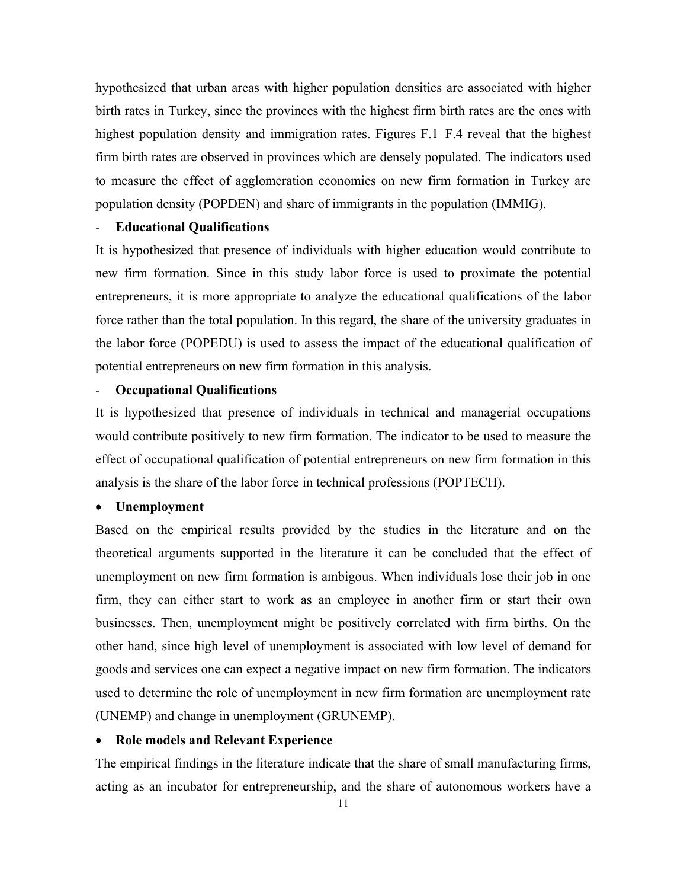hypothesized that urban areas with higher population densities are associated with higher birth rates in Turkey, since the provinces with the highest firm birth rates are the ones with highest population density and immigration rates. Figures F.1–F.4 reveal that the highest firm birth rates are observed in provinces which are densely populated. The indicators used to measure the effect of agglomeration economies on new firm formation in Turkey are population density (POPDEN) and share of immigrants in the population (IMMIG).

- **Educational Qualifications**

It is hypothesized that presence of individuals with higher education would contribute to new firm formation. Since in this study labor force is used to proximate the potential entrepreneurs, it is more appropriate to analyze the educational qualifications of the labor force rather than the total population. In this regard, the share of the university graduates in the labor force (POPEDU) is used to assess the impact of the educational qualification of potential entrepreneurs on new firm formation in this analysis.

- **Occupational Qualifications**

It is hypothesized that presence of individuals in technical and managerial occupations would contribute positively to new firm formation. The indicator to be used to measure the effect of occupational qualification of potential entrepreneurs on new firm formation in this analysis is the share of the labor force in technical professions (POPTECH).

- **Unemployment**

Based on the empirical results provided by the studies in the literature and on the theoretical arguments supported in the literature it can be concluded that the effect of unemployment on new firm formation is ambigous. When individuals lose their job in one firm, they can either start to work as an employee in another firm or start their own businesses. Then, unemployment might be positively correlated with firm births. On the other hand, since high level of unemployment is associated with low level of demand for goods and services one can expect a negative impact on new firm formation. The indicators used to determine the role of unemployment in new firm formation are unemployment rate (UNEMP) and change in unemployment (GRUNEMP).

- **Role models and Relevant Experience**

The empirical findings in the literature indicate that the share of small manufacturing firms, acting as an incubator for entrepreneurship, and the share of autonomous workers have a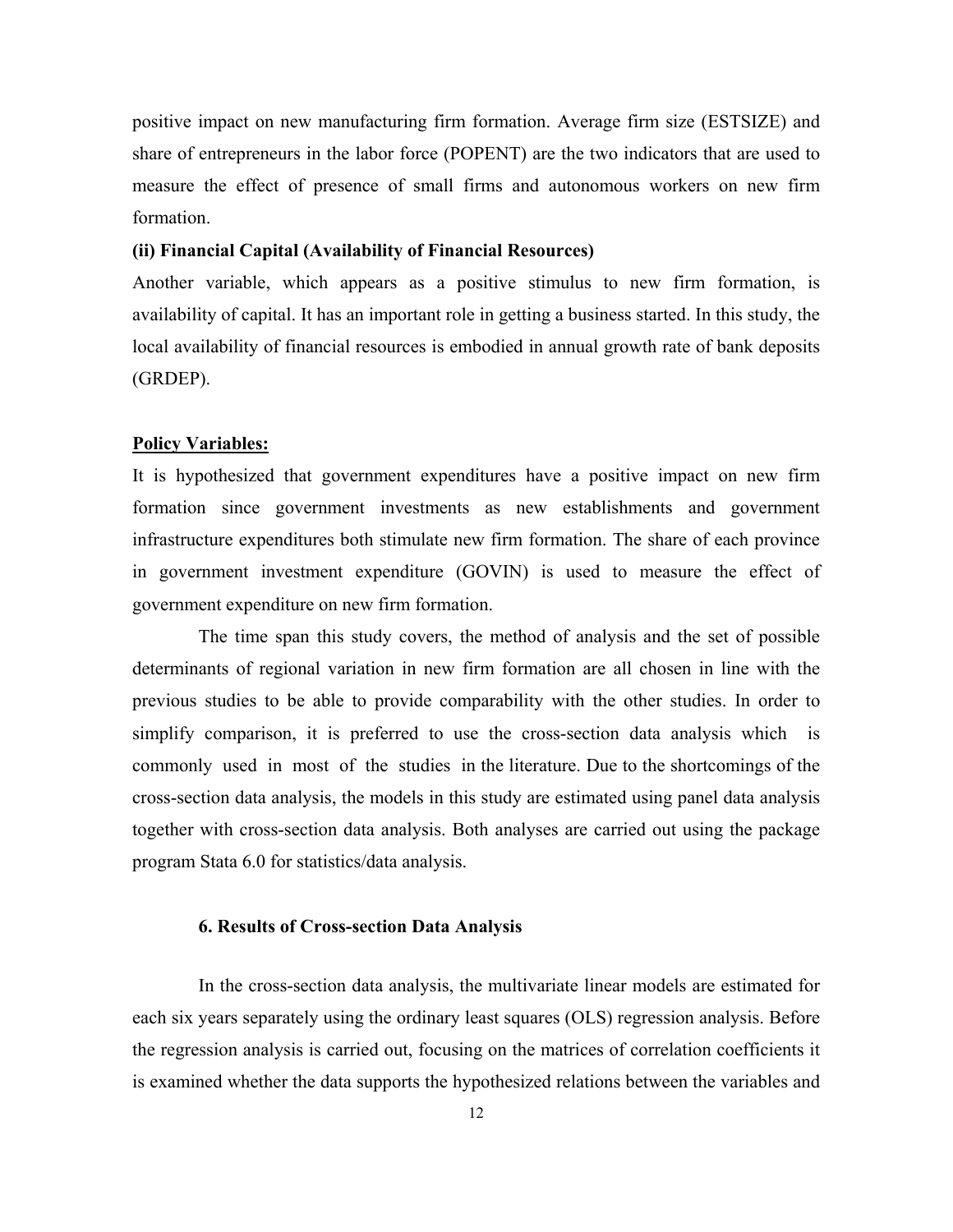positive impact on new manufacturing firm formation. Average firm size (ESTSIZE) and share of entrepreneurs in the labor force (POPENT) are the two indicators that are used to measure the effect of presence of small firms and autonomous workers on new firm formation.

**(ii) Financial Capital (Availability of Financial Resources)**

Another variable, which appears as a positive stimulus to new firm formation, is availability of capital. It has an important role in getting a business started. In this study, the local availability of financial resources is embodied in annual growth rate of bank deposits (GRDEP).

**Policy Variables:**

It is hypothesized that government expenditures have a positive impact on new firm formation since government investments as new establishments and government infrastructure expenditures both stimulate new firm formation. The share of each province in government investment expenditure (GOVIN) is used to measure the effect of government expenditure on new firm formation.

The time span this study covers, the method of analysis and the set of possible determinants of regional variation in new firm formation are all chosen in line with the previous studies to be able to provide comparability with the other studies. In order to simplify comparison, it is preferred to use the cross-section data analysis which is commonly used in most of the studies in the literature. Due to the shortcomings of the cross-section data analysis, the models in this study are estimated using panel data analysis together with cross-section data analysis. Both analyses are carried out using the package program Stata 6.0 for statistics/data analysis.

## 6. Results of Cross-section Data Analysis

In the cross-section data analysis, the multivariate linear models are estimated for each six years separately using the ordinary least squares (OLS) regression analysis. Before the regression analysis is carried out, focusing on the matrices of correlation coefficients it is examined whether the data supports the hypothesized relations between the variables and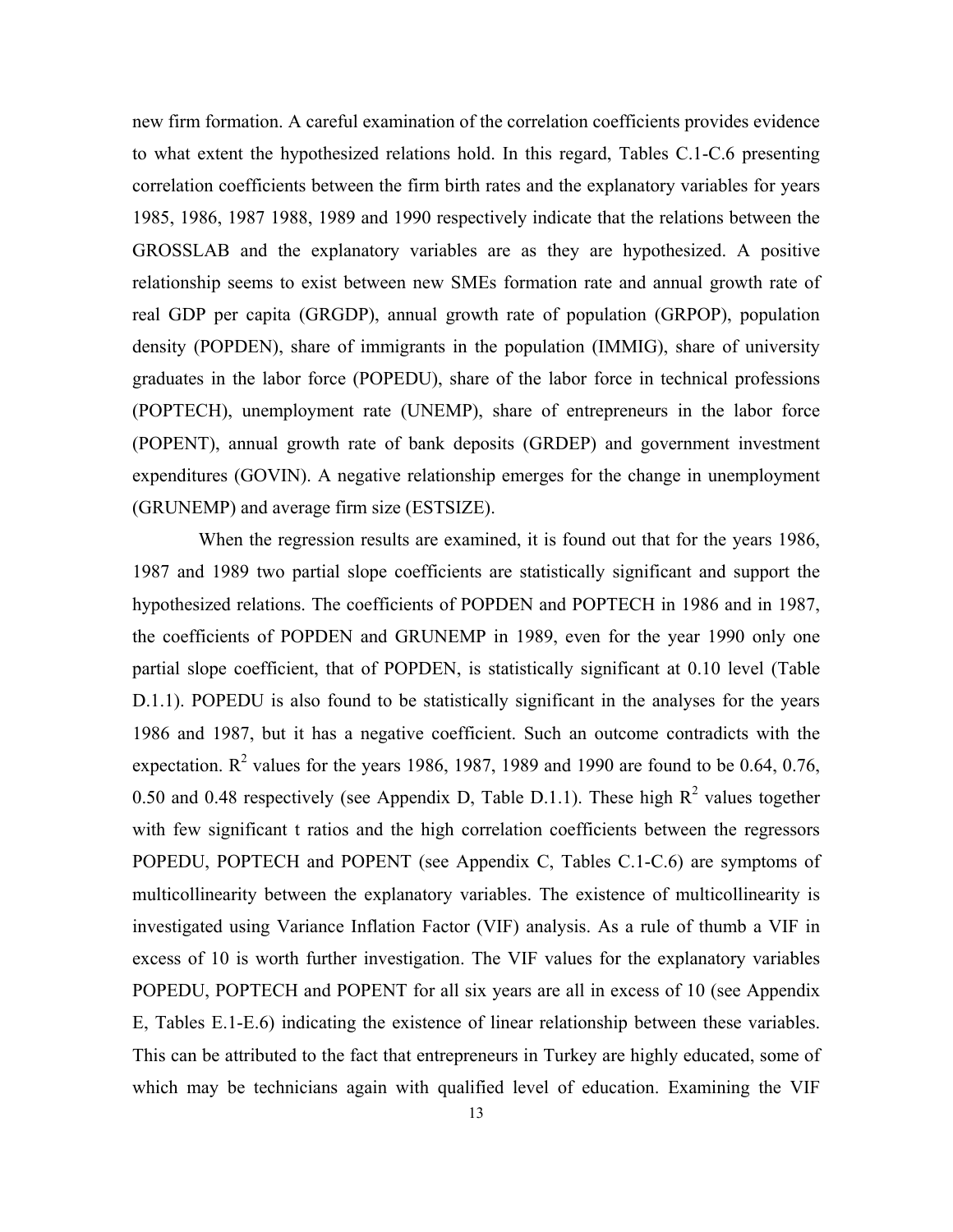new firm formation. A careful examination of the correlation coefficients provides evidence to what extent the hypothesized relations hold. In this regard, Tables C.1-C.6 presenting correlation coefficients between the firm birth rates and the explanatory variables for years 1985, 1986, 1987 1988, 1989 and 1990 respectively indicate that the relations between the GROSSLAB and the explanatory variables are as they are hypothesized. A positive relationship seems to exist between new SMEs formation rate and annual growth rate of real GDP per capita (GRGDP), annual growth rate of population (GRPOP), population density (POPDEN), share of immigrants in the population (IMMIG), share of university graduates in the labor force (POPEDU), share of the labor force in technical professions (POPTECH), unemployment rate (UNEMP), share of entrepreneurs in the labor force (POPENT), annual growth rate of bank deposits (GRDEP) and government investment expenditures (GOVIN). A negative relationship emerges for the change in unemployment (GRUNEMP) and average firm size (ESTSIZE).

When the regression results are examined, it is found out that for the years 1986, 1987 and 1989 two partial slope coefficients are statistically significant and support the hypothesized relations. The coefficients of POPDEN and POPTECH in 1986 and in 1987, the coefficients of POPDEN and GRUNEMP in 1989, even for the year 1990 only one partial slope coefficient, that of POPDEN, is statistically significant at 0.10 level (Table D.1.1). POPEDU is also found to be statistically significant in the analyses for the years 1986 and 1987, but it has a negative coefficient. Such an outcome contradicts with the expectation. $R^2$ values for the years 1986, 1987, 1989 and 1990 are found to be 0.64, 0.76, 0.50 and 0.48 respectively (see Appendix D, Table D.1.1). These high $R^2$ values together with few significant t ratios and the high correlation coefficients between the regressors POPEDU, POPTECH and POPENT (see Appendix C, Tables C.1-C.6) are symptoms of multicollinearity between the explanatory variables. The existence of multicollinearity is investigated using Variance Inflation Factor (VIF) analysis. As a rule of thumb a VIF in excess of 10 is worth further investigation. The VIF values for the explanatory variables POPEDU, POPTECH and POPENT for all six years are all in excess of 10 (see Appendix E, Tables E.1-E.6) indicating the existence of linear relationship between these variables. This can be attributed to the fact that entrepreneurs in Turkey are highly educated, some of which may be technicians again with qualified level of education. Examining the VIF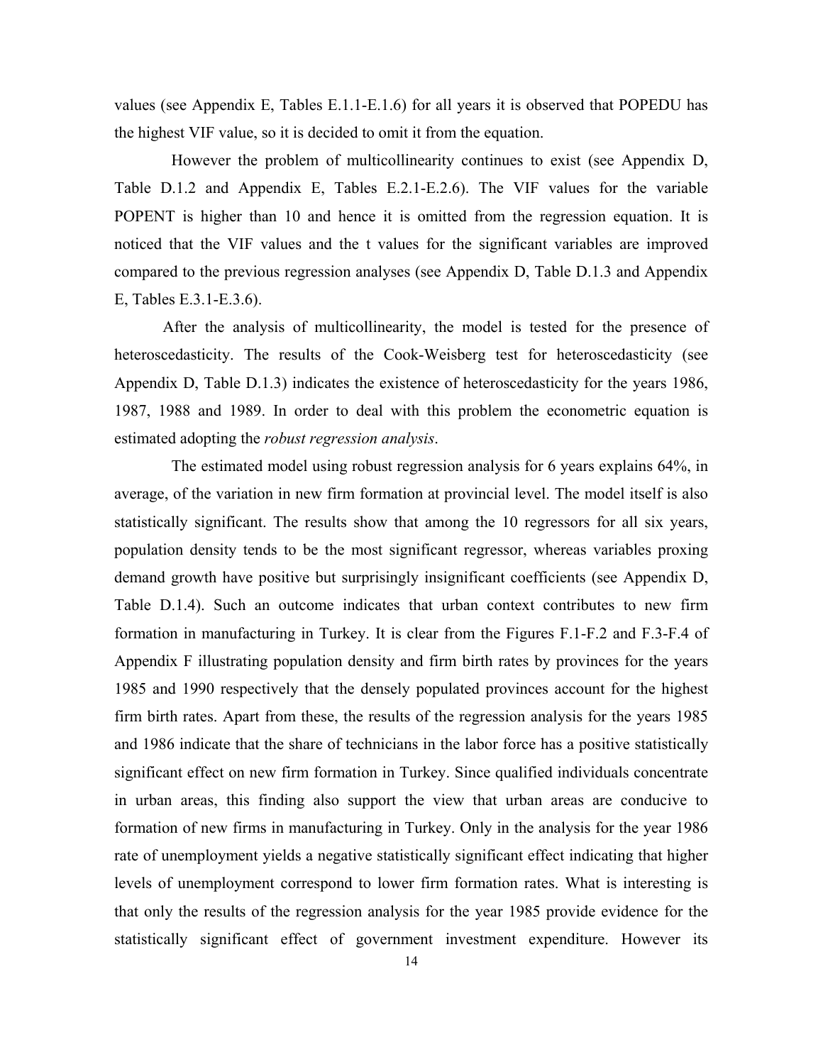values (see Appendix E, Tables E.1.1-E.1.6) for all years it is observed that POPEDU has the highest VIF value, so it is decided to omit it from the equation.

However the problem of multicollinearity continues to exist (see Appendix D, Table D.1.2 and Appendix E, Tables E.2.1-E.2.6). The VIF values for the variable POPENT is higher than 10 and hence it is omitted from the regression equation. It is noticed that the VIF values and the t values for the significant variables are improved compared to the previous regression analyses (see Appendix D, Table D.1.3 and Appendix E, Tables E.3.1-E.3.6).

After the analysis of multicollinearity, the model is tested for the presence of heteroscedasticity. The results of the Cook-Weisberg test for heteroscedasticity (see Appendix D, Table D.1.3) indicates the existence of heteroscedasticity for the years 1986, 1987, 1988 and 1989. In order to deal with this problem the econometric equation is estimated adopting the *robust regression analysis*.

The estimated model using robust regression analysis for 6 years explains 64%, in average, of the variation in new firm formation at provincial level. The model itself is also statistically significant. The results show that among the 10 regressors for all six years, population density tends to be the most significant regressor, whereas variables proxing demand growth have positive but surprisingly insignificant coefficients (see Appendix D, Table D.1.4). Such an outcome indicates that urban context contributes to new firm formation in manufacturing in Turkey. It is clear from the Figures F.1-F.2 and F.3-F.4 of Appendix F illustrating population density and firm birth rates by provinces for the years 1985 and 1990 respectively that the densely populated provinces account for the highest firm birth rates. Apart from these, the results of the regression analysis for the years 1985 and 1986 indicate that the share of technicians in the labor force has a positive statistically significant effect on new firm formation in Turkey. Since qualified individuals concentrate in urban areas, this finding also support the view that urban areas are conducive to formation of new firms in manufacturing in Turkey. Only in the analysis for the year 1986 rate of unemployment yields a negative statistically significant effect indicating that higher levels of unemployment correspond to lower firm formation rates. What is interesting is that only the results of the regression analysis for the year 1985 provide evidence for the statistically significant effect of government investment expenditure. However its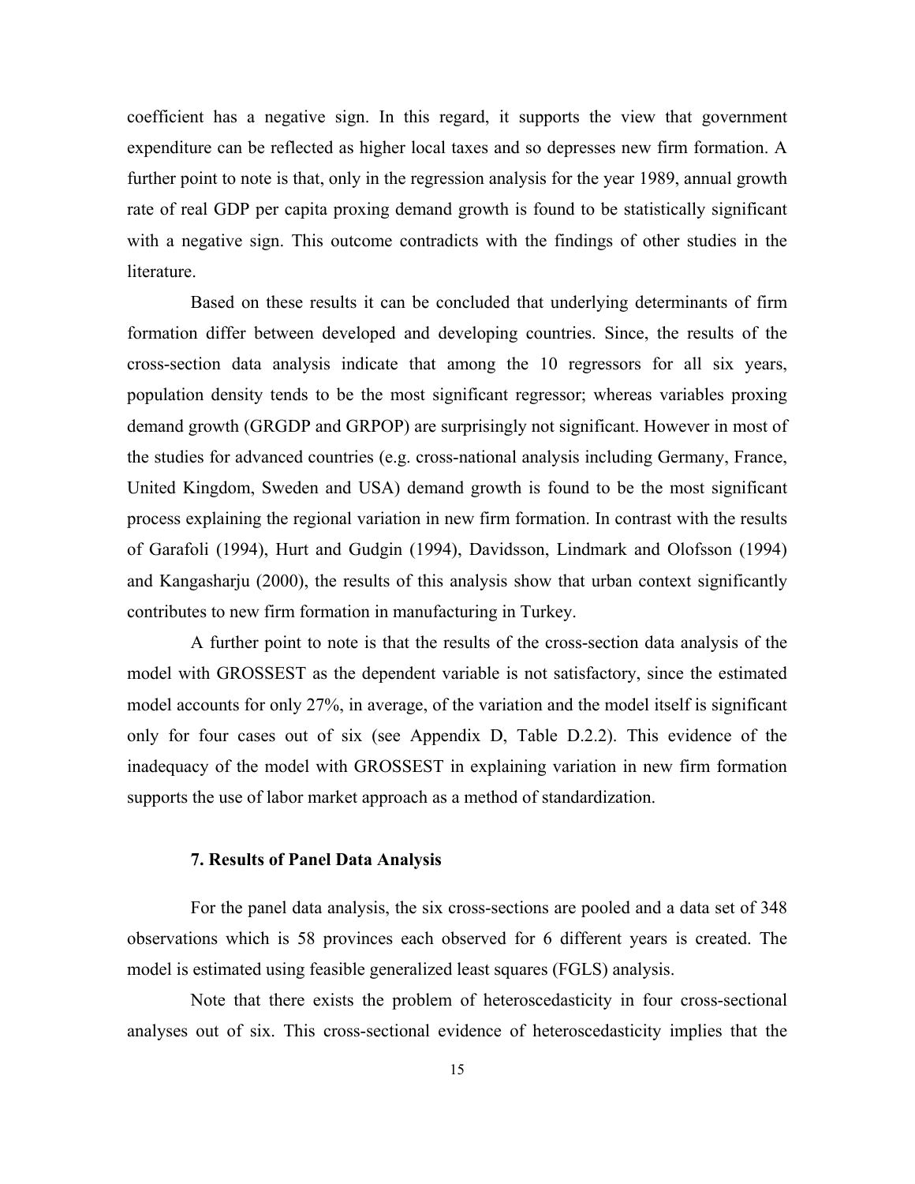coefficient has a negative sign. In this regard, it supports the view that government expenditure can be reflected as higher local taxes and so depresses new firm formation. A further point to note is that, only in the regression analysis for the year 1989, annual growth rate of real GDP per capita proxing demand growth is found to be statistically significant with a negative sign. This outcome contradicts with the findings of other studies in the literature.

Based on these results it can be concluded that underlying determinants of firm formation differ between developed and developing countries. Since, the results of the cross-section data analysis indicate that among the 10 regressors for all six years, population density tends to be the most significant regressor; whereas variables proxing demand growth (GRGDP and GRPOP) are surprisingly not significant. However in most of the studies for advanced countries (e.g. cross-national analysis including Germany, France, United Kingdom, Sweden and USA) demand growth is found to be the most significant process explaining the regional variation in new firm formation. In contrast with the results of Garafoli (1994), Hurt and Gudgin (1994), Davidsson, Lindmark and Olofsson (1994) and Kangasharju (2000), the results of this analysis show that urban context significantly contributes to new firm formation in manufacturing in Turkey.

A further point to note is that the results of the cross-section data analysis of the model with GROSSEST as the dependent variable is not satisfactory, since the estimated model accounts for only 27%, in average, of the variation and the model itself is significant only for four cases out of six (see Appendix D, Table D.2.2). This evidence of the inadequacy of the model with GROSSEST in explaining variation in new firm formation supports the use of labor market approach as a method of standardization.

## 7. Results of Panel Data Analysis

For the panel data analysis, the six cross-sections are pooled and a data set of 348 observations which is 58 provinces each observed for 6 different years is created. The model is estimated using feasible generalized least squares (FGLS) analysis.

Note that there exists the problem of heteroscedasticity in four cross-sectional analyses out of six. This cross-sectional evidence of heteroscedasticity implies that the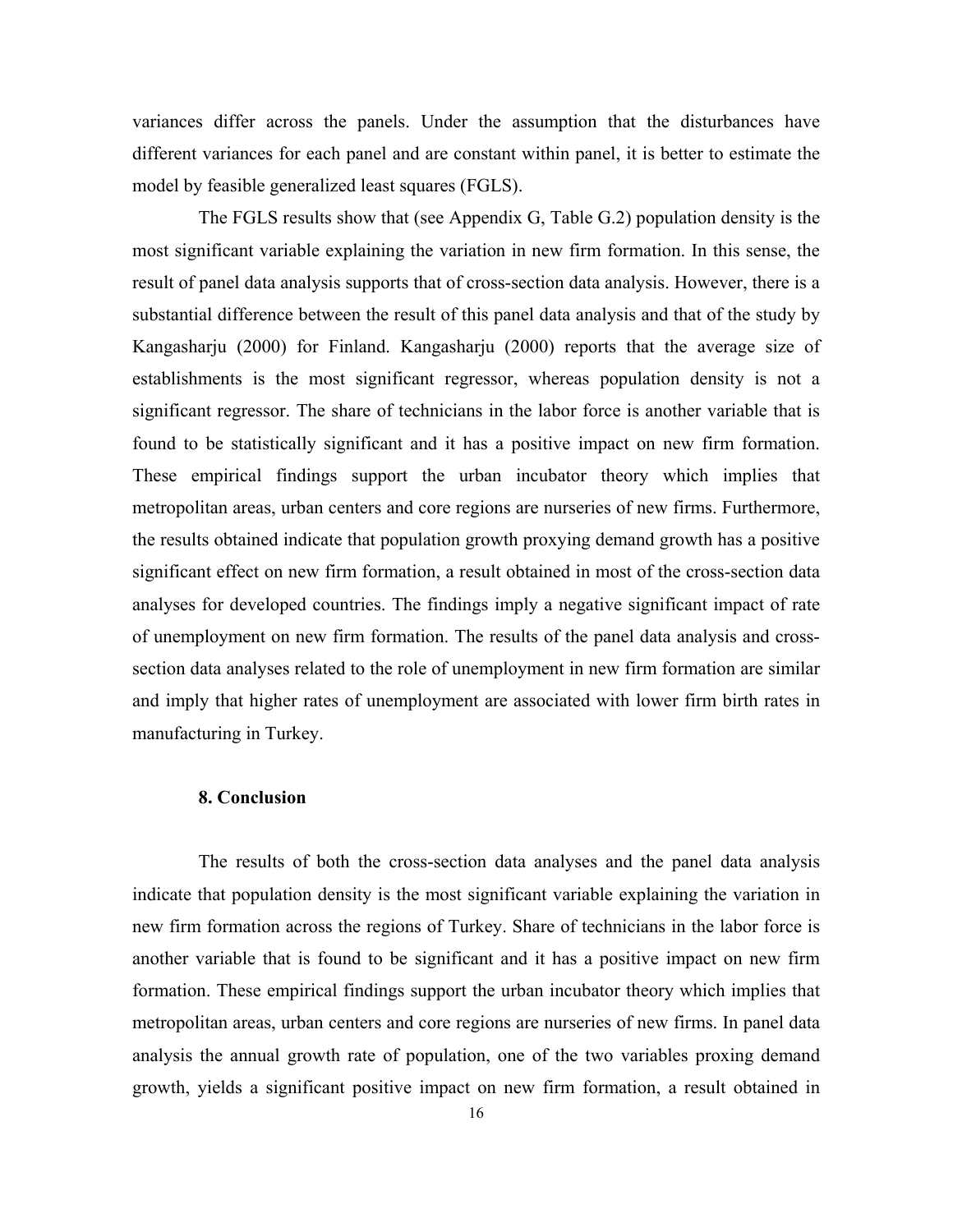variances differ across the panels. Under the assumption that the disturbances have different variances for each panel and are constant within panel, it is better to estimate the model by feasible generalized least squares (FGLS).

The FGLS results show that (see Appendix G, Table G.2) population density is the most significant variable explaining the variation in new firm formation. In this sense, the result of panel data analysis supports that of cross-section data analysis. However, there is a substantial difference between the result of this panel data analysis and that of the study by Kangasharju (2000) for Finland. Kangasharju (2000) reports that the average size of establishments is the most significant regressor, whereas population density is not a significant regressor. The share of technicians in the labor force is another variable that is found to be statistically significant and it has a positive impact on new firm formation. These empirical findings support the urban incubator theory which implies that metropolitan areas, urban centers and core regions are nurseries of new firms. Furthermore, the results obtained indicate that population growth proxying demand growth has a positive significant effect on new firm formation, a result obtained in most of the cross-section data analyses for developed countries. The findings imply a negative significant impact of rate of unemployment on new firm formation. The results of the panel data analysis and cross-section data analyses related to the role of unemployment in new firm formation are similar and imply that higher rates of unemployment are associated with lower firm birth rates in manufacturing in Turkey.

## 8. Conclusion

The results of both the cross-section data analyses and the panel data analysis indicate that population density is the most significant variable explaining the variation in new firm formation across the regions of Turkey. Share of technicians in the labor force is another variable that is found to be significant and it has a positive impact on new firm formation. These empirical findings support the urban incubator theory which implies that metropolitan areas, urban centers and core regions are nurseries of new firms. In panel data analysis the annual growth rate of population, one of the two variables proxing demand growth, yields a significant positive impact on new firm formation, a result obtained in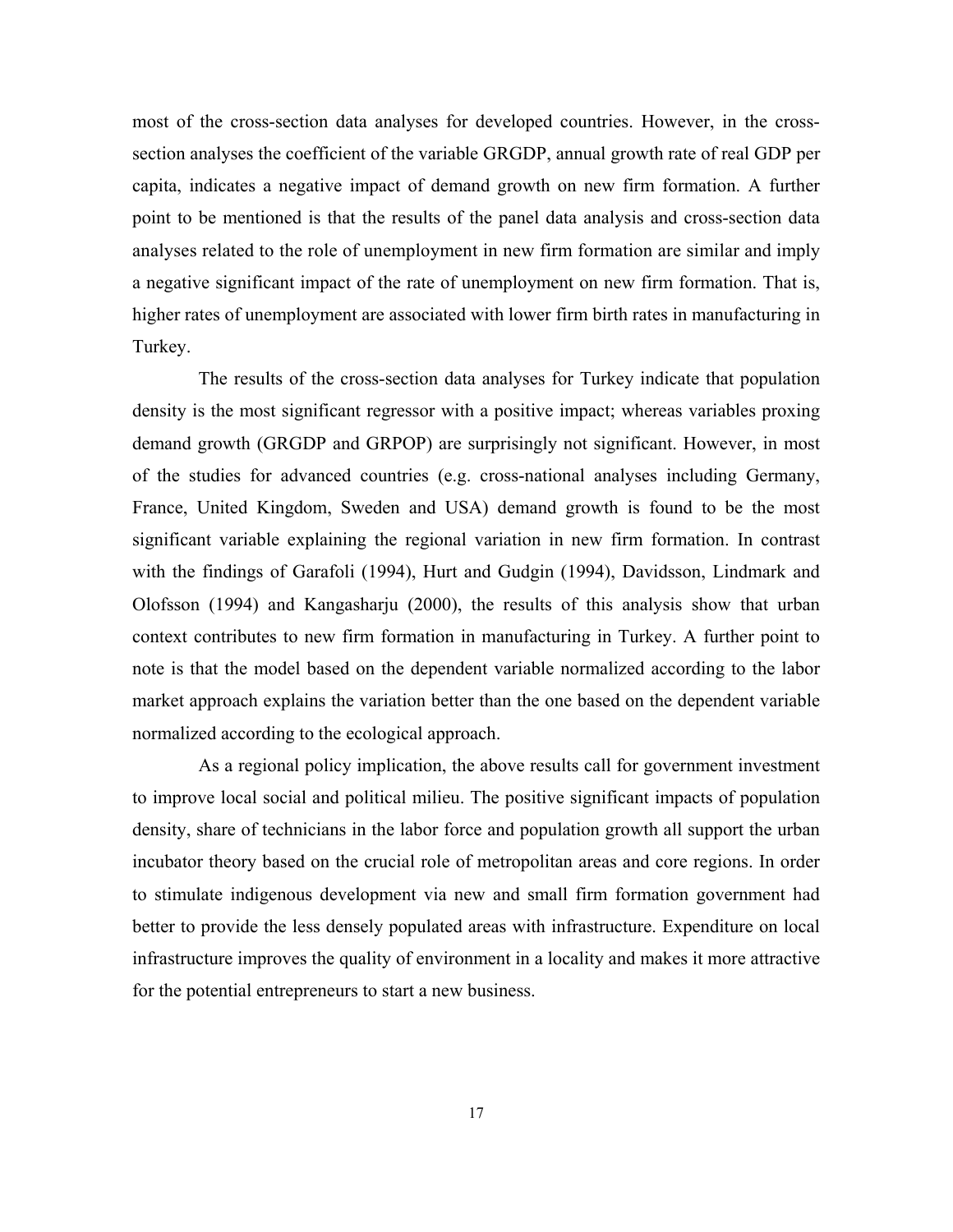most of the cross-section data analyses for developed countries. However, in the cross-section analyses the coefficient of the variable GRGDP, annual growth rate of real GDP per capita, indicates a negative impact of demand growth on new firm formation. A further point to be mentioned is that the results of the panel data analysis and cross-section data analyses related to the role of unemployment in new firm formation are similar and imply a negative significant impact of the rate of unemployment on new firm formation. That is, higher rates of unemployment are associated with lower firm birth rates in manufacturing in Turkey.

The results of the cross-section data analyses for Turkey indicate that population density is the most significant regressor with a positive impact; whereas variables proxing demand growth (GRGDP and GRPOP) are surprisingly not significant. However, in most of the studies for advanced countries (e.g. cross-national analyses including Germany, France, United Kingdom, Sweden and USA) demand growth is found to be the most significant variable explaining the regional variation in new firm formation. In contrast with the findings of Garafoli (1994), Hurt and Gudgin (1994), Davidsson, Lindmark and Olofsson (1994) and Kangasharju (2000), the results of this analysis show that urban context contributes to new firm formation in manufacturing in Turkey. A further point to note is that the model based on the dependent variable normalized according to the labor market approach explains the variation better than the one based on the dependent variable normalized according to the ecological approach.

As a regional policy implication, the above results call for government investment to improve local social and political milieu. The positive significant impacts of population density, share of technicians in the labor force and population growth all support the urban incubator theory based on the crucial role of metropolitan areas and core regions. In order to stimulate indigenous development via new and small firm formation government had better to provide the less densely populated areas with infrastructure. Expenditure on local infrastructure improves the quality of environment in a locality and makes it more attractive for the potential entrepreneurs to start a new business.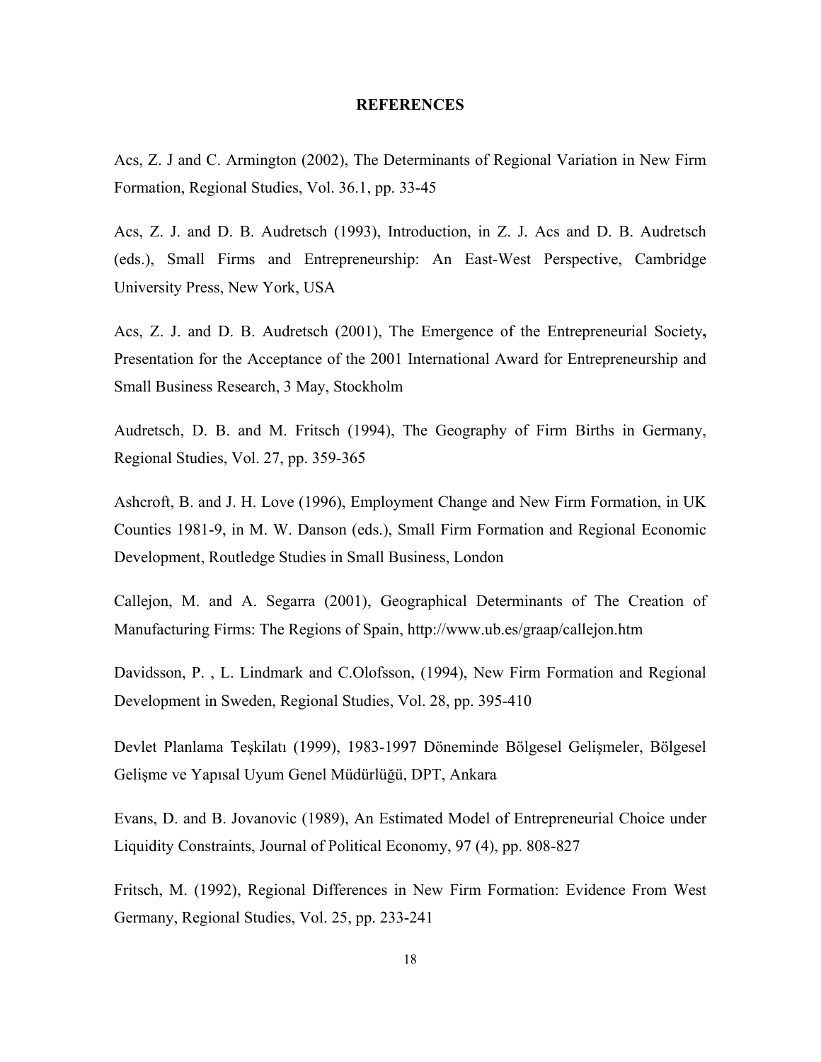# REFERENCES

Acs, Z. J and C. Armington (2002), The Determinants of Regional Variation in New Firm Formation, Regional Studies, Vol. 36.1, pp. 33-45

Acs, Z. J. and D. B. Audretsch (1993), Introduction, in Z. J. Acs and D. B. Audretsch (eds.), Small Firms and Entrepreneurship: An East-West Perspective, Cambridge University Press, New York, USA

Acs, Z. J. and D. B. Audretsch (2001), The Emergence of the Entrepreneurial Society**,** Presentation for the Acceptance of the 2001 International Award for Entrepreneurship and Small Business Research, 3 May, Stockholm

Audretsch, D. B. and M. Fritsch (1994), The Geography of Firm Births in Germany, Regional Studies, Vol. 27, pp. 359-365

Ashcroft, B. and J. H. Love (1996), Employment Change and New Firm Formation, in UK Counties 1981-9, in M. W. Danson (eds.), Small Firm Formation and Regional Economic Development, Routledge Studies in Small Business, London

Callejon, M. and A. Segarra (2001), Geographical Determinants of The Creation of Manufacturing Firms: The Regions of Spain, http://www.ub.es/graap/callejon.htm

Davidsson, P. , L. Lindmark and C.Olofsson, (1994), New Firm Formation and Regional Development in Sweden, Regional Studies, Vol. 28, pp. 395-410

Devlet Planlama Teşkilatı (1999), 1983-1997 Döneminde Bölgesel Gelişmeler, Bölgesel Gelişme ve Yapısal Uyum Genel Müdürlüğü, DPT, Ankara

Evans, D. and B. Jovanovic (1989), An Estimated Model of Entrepreneurial Choice under Liquidity Constraints, Journal of Political Economy, 97 (4), pp. 808-827

Fritsch, M. (1992), Regional Differences in New Firm Formation: Evidence From West Germany, Regional Studies, Vol. 25, pp. 233-241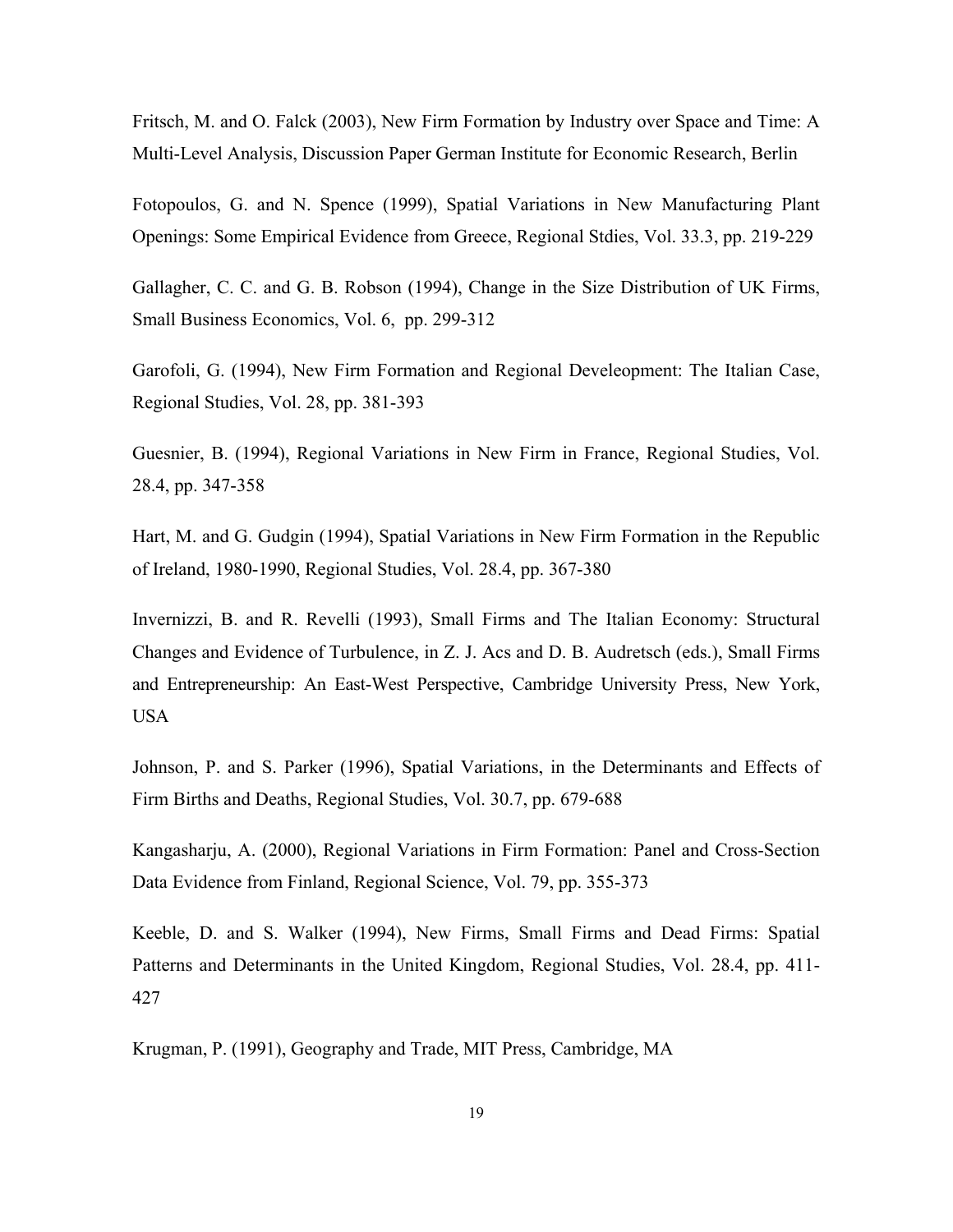Fritsch, M. and O. Falck (2003), New Firm Formation by Industry over Space and Time: A Multi-Level Analysis, Discussion Paper German Institute for Economic Research, Berlin

Fotopoulos, G. and N. Spence (1999), Spatial Variations in New Manufacturing Plant Openings: Some Empirical Evidence from Greece, Regional Stdies, Vol. 33.3, pp. 219-229

Gallagher, C. C. and G. B. Robson (1994), Change in the Size Distribution of UK Firms, Small Business Economics, Vol. 6, pp. 299-312

Garofoli, G. (1994), New Firm Formation and Regional Develeopment: The Italian Case, Regional Studies, Vol. 28, pp. 381-393

Guesnier, B. (1994), Regional Variations in New Firm in France, Regional Studies, Vol. 28.4, pp. 347-358

Hart, M. and G. Gudgin (1994), Spatial Variations in New Firm Formation in the Republic of Ireland, 1980-1990, Regional Studies, Vol. 28.4, pp. 367-380

Invernizzi, B. and R. Revelli (1993), Small Firms and The Italian Economy: Structural Changes and Evidence of Turbulence, in Z. J. Acs and D. B. Audretsch (eds.), Small Firms and Entrepreneurship: An East-West Perspective, Cambridge University Press, New York, USA

Johnson, P. and S. Parker (1996), Spatial Variations, in the Determinants and Effects of Firm Births and Deaths, Regional Studies, Vol. 30.7, pp. 679-688

Kangasharju, A. (2000), Regional Variations in Firm Formation: Panel and Cross-Section Data Evidence from Finland, Regional Science, Vol. 79, pp. 355-373

Keeble, D. and S. Walker (1994), New Firms, Small Firms and Dead Firms: Spatial Patterns and Determinants in the United Kingdom, Regional Studies, Vol. 28.4, pp. 411-427

Krugman, P. (1991), Geography and Trade, MIT Press, Cambridge, MA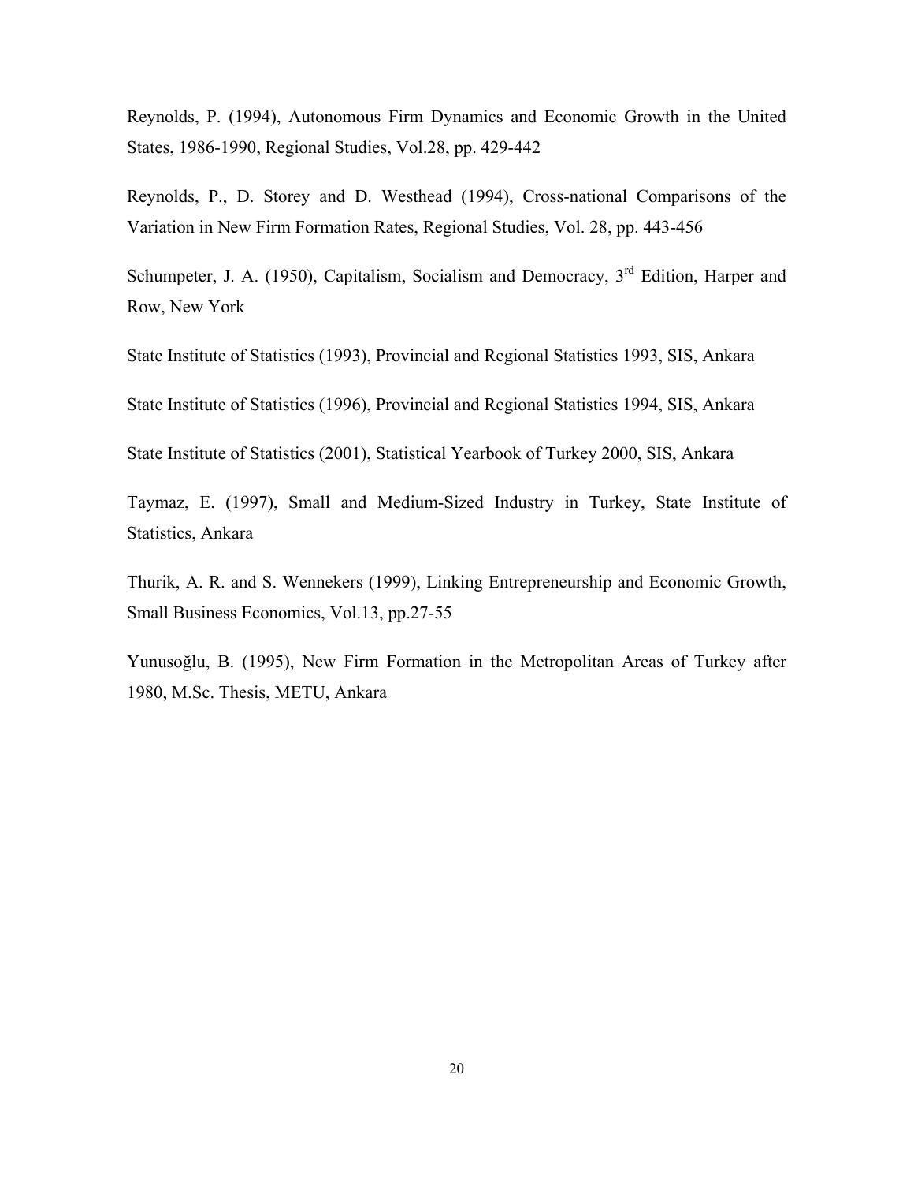Reynolds, P. (1994), Autonomous Firm Dynamics and Economic Growth in the United States, 1986-1990, Regional Studies, Vol.28, pp. 429-442

Reynolds, P., D. Storey and D. Westhead (1994), Cross-national Comparisons of the Variation in New Firm Formation Rates, Regional Studies, Vol. 28, pp. 443-456

Schumpeter, J. A. (1950), Capitalism, Socialism and Democracy, 3rd Edition, Harper and Row, New York

State Institute of Statistics (1993), Provincial and Regional Statistics 1993, SIS, Ankara

State Institute of Statistics (1996), Provincial and Regional Statistics 1994, SIS, Ankara

State Institute of Statistics (2001), Statistical Yearbook of Turkey 2000, SIS, Ankara

Taymaz, E. (1997), Small and Medium-Sized Industry in Turkey, State Institute of Statistics, Ankara

Thurik, A. R. and S. Wennekers (1999), Linking Entrepreneurship and Economic Growth, Small Business Economics, Vol.13, pp.27-55

Yunusoğlu, B. (1995), New Firm Formation in the Metropolitan Areas of Turkey after 1980, M.Sc. Thesis, METU, Ankara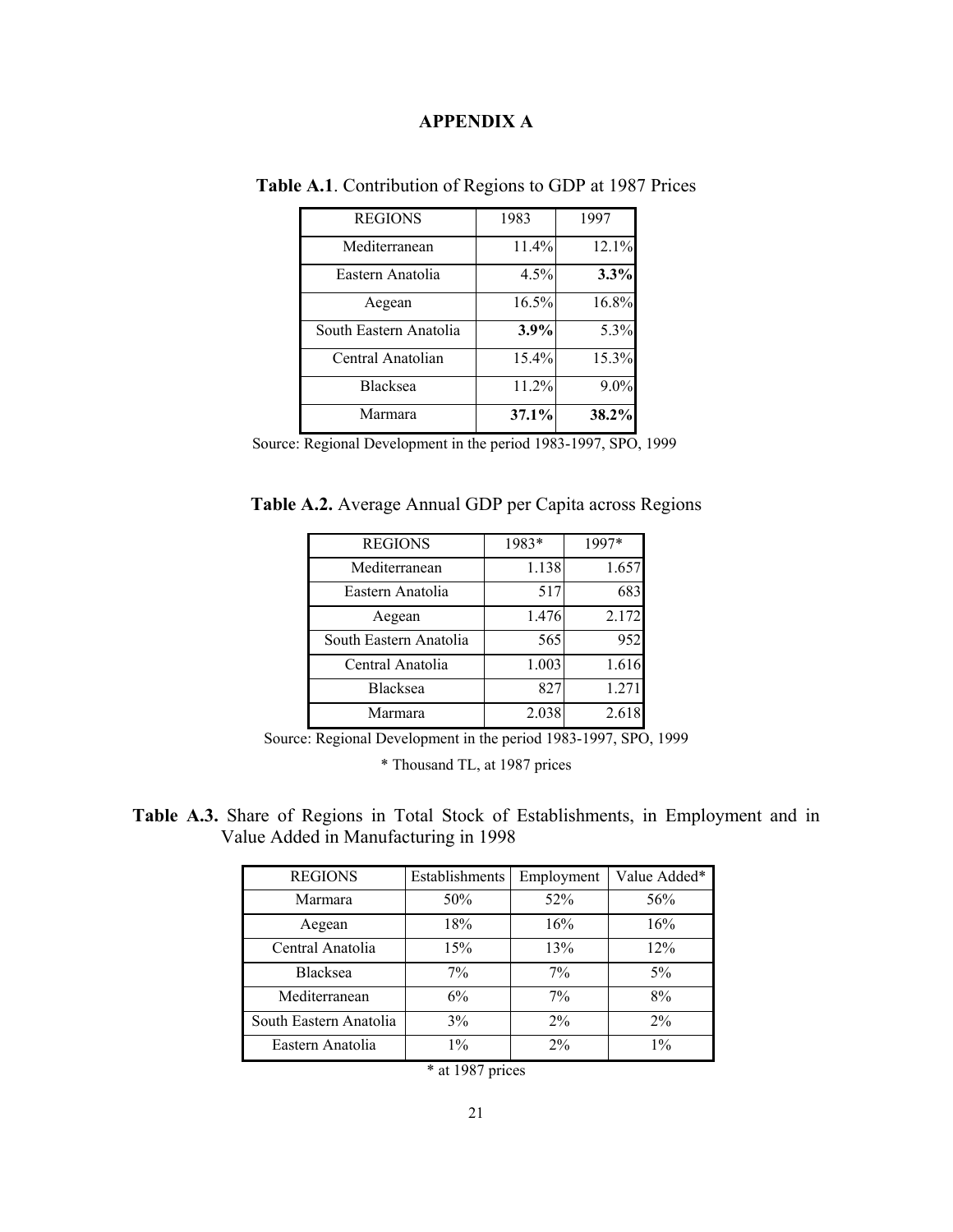# APPENDIX A

**Table A.1**. Contribution of Regions to GDP at 1987 Prices

| REGIONS | 1983 | 1997 |
|---|---|---|
| Mediterranean | 11.4% | 12.1% |
| Eastern Anatolia | 4.5% | **3.3%** |
| Aegean | 16.5% | 16.8% |
| South Eastern Anatolia | **3.9%** | 5.3% |
| Central Anatolian | 15.4% | 15.3% |
| Blacksea | 11.2% | 9.0% |
| Marmara | **37.1%** | **38.2%** |

Source: Regional Development in the period 1983-1997, SPO, 1999

**Table A.2.** Average Annual GDP per Capita across Regions

| REGIONS | 1983* | 1997* |
|---|---|---|
| Mediterranean | 1.138 | 1.657 |
| Eastern Anatolia | 517 | 683 |
| Aegean | 1.476 | 2.172 |
| South Eastern Anatolia | 565 | 952 |
| Central Anatolia | 1.003 | 1.616 |
| Blacksea | 827 | 1.271 |
| Marmara | 2.038 | 2.618 |

Source: Regional Development in the period 1983-1997, SPO, 1999

\* Thousand TL, at 1987 prices

**Table A.3.** Share of Regions in Total Stock of Establishments, in Employment and in Value Added in Manufacturing in 1998

| REGIONS | Establishments | Employment | Value Added* |
|---|---|---|---|
| Marmara | 50% | 52% | 56% |
| Aegean | 18% | 16% | 16% |
| Central Anatolia | 15% | 13% | 12% |
| Blacksea | 7% | 7% | 5% |
| Mediterranean | 6% | 7% | 8% |
| South Eastern Anatolia | 3% | 2% | 2% |
| Eastern Anatolia | 1% | 2% | 1% |

\* at 1987 prices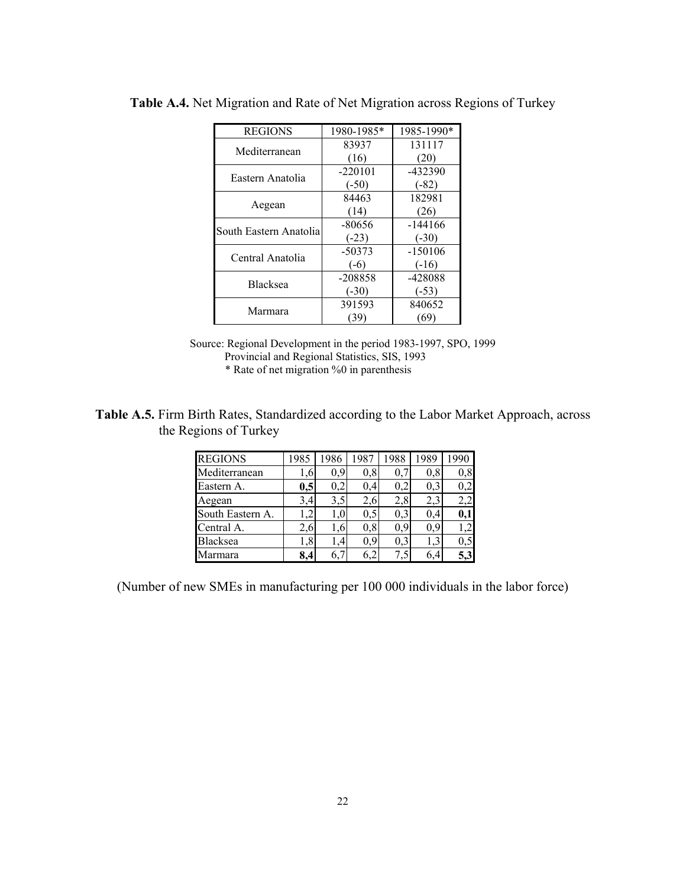**Table A.4.** Net Migration and Rate of Net Migration across Regions of Turkey

| REGIONS | 1980-1985* | 1985-1990* |
|---|---|---|
| Mediterranean | 83937 (16) | 131117 (20) |
| Eastern Anatolia | -220101 (-50) | -432390 (-82) |
| Aegean | 84463 (14) | 182981 (26) |
| South Eastern Anatolia | -80656 (-23) | -144166 (-30) |
| Central Anatolia | -50373 (-6) | -150106 (-16) |
| Blacksea | -208858 (-30) | -428088 (-53) |
| Marmara | 391593 (39) | 840652 (69) |

Source: Regional Development in the period 1983-1997, SPO, 1999
Provincial and Regional Statistics, SIS, 1993
* Rate of net migration %0 in parenthesis

**Table A.5.** Firm Birth Rates, Standardized according to the Labor Market Approach, across the Regions of Turkey

| REGIONS | 1985 | 1986 | 1987 | 1988 | 1989 | 1990 |
|---|---|---|---|---|---|---|
| Mediterranean | 1,6 | 0,9 | 0,8 | 0,7 | 0,8 | 0,8 |
| Eastern A. | **0,5** | 0,2 | 0,4 | 0,2 | 0,3 | 0,2 |
| Aegean | 3,4 | 3,5 | 2,6 | 2,8 | 2,3 | 2,2 |
| South Eastern A. | 1,2 | 1,0 | 0,5 | 0,3 | 0,4 | **0,1** |
| Central A. | 2,6 | 1,6 | 0,8 | 0,9 | 0,9 | 1,2 |
| Blacksea | 1,8 | 1,4 | 0,9 | 0,3 | 1,3 | 0,5 |
| Marmara | **8,4** | 6,7 | 6,2 | 7,5 | 6,4 | **5,3** |

(Number of new SMEs in manufacturing per 100 000 individuals in the labor force)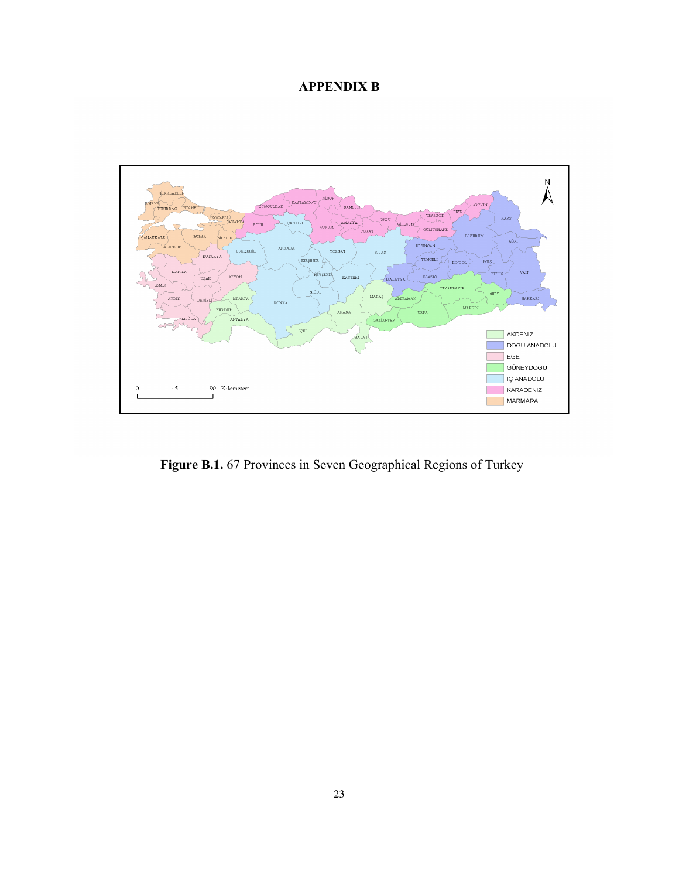# APPENDIX B

**Figure B.1.** 67 Provinces in Seven Geographical Regions of Turkey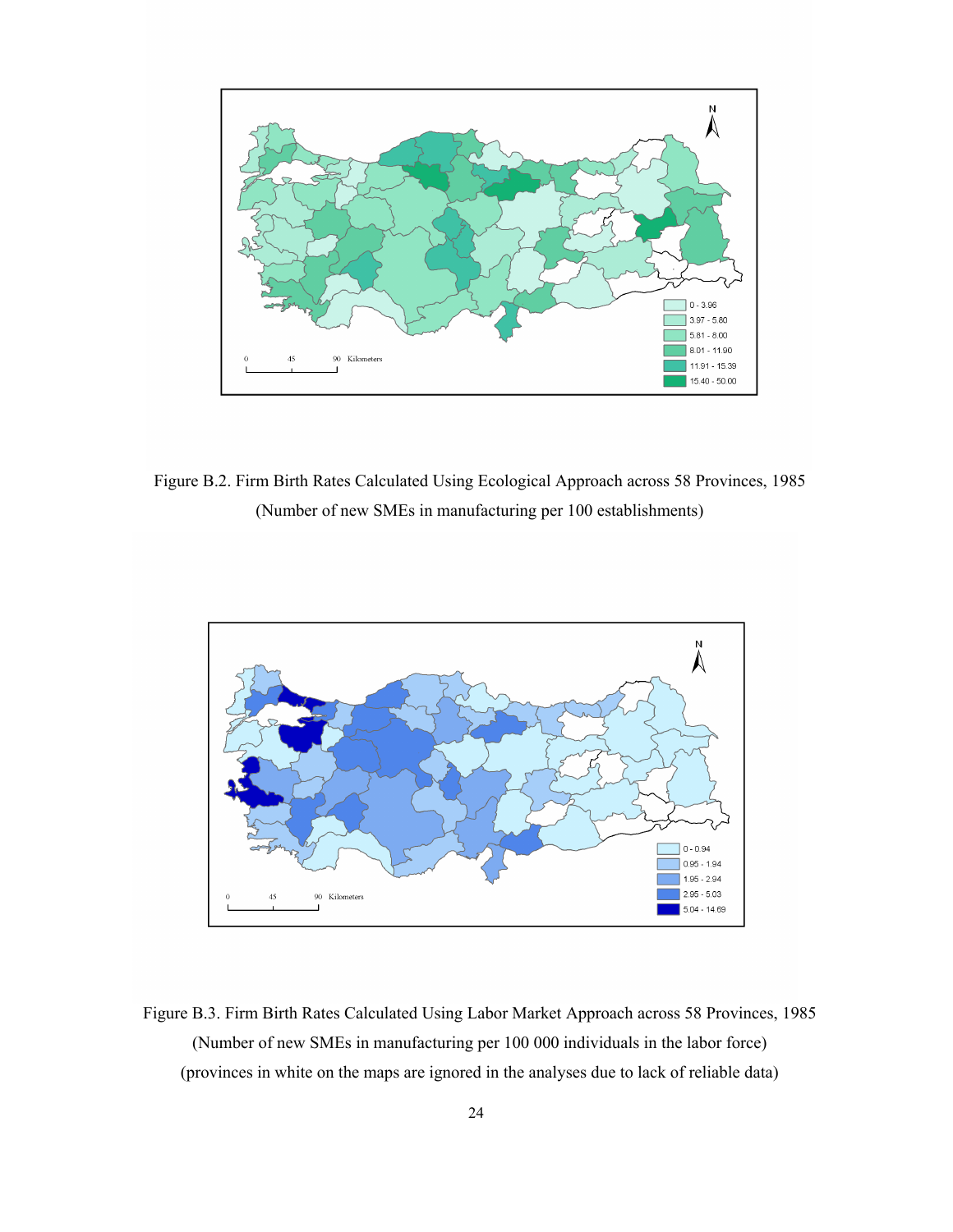Figure B.2. Firm Birth Rates Calculated Using Ecological Approach across 58 Provinces, 1985 (Number of new SMEs in manufacturing per 100 establishments)

Figure B.3. Firm Birth Rates Calculated Using Labor Market Approach across 58 Provinces, 1985 (Number of new SMEs in manufacturing per 100 000 individuals in the labor force) (provinces in white on the maps are ignored in the analyses due to lack of reliable data)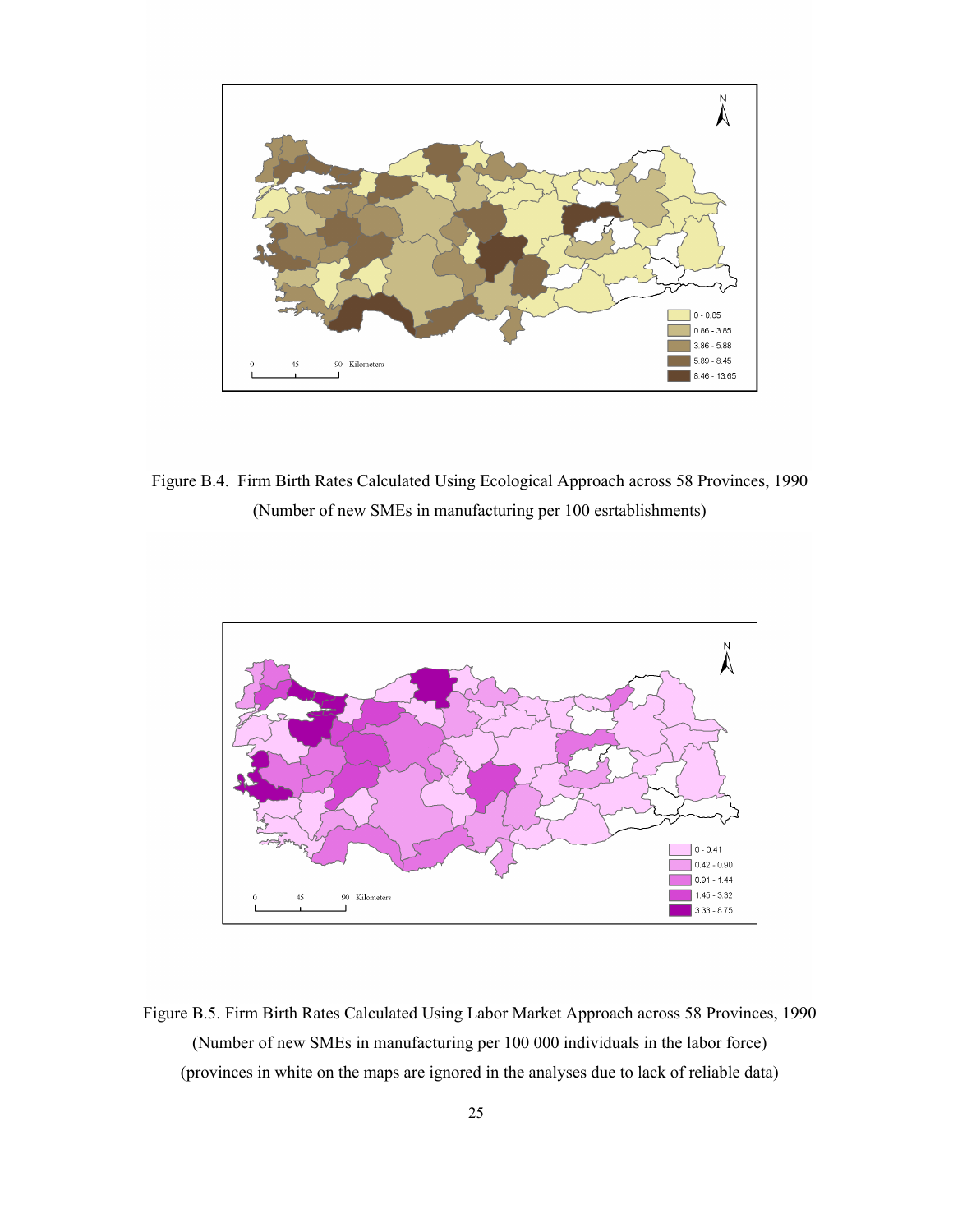Figure B.4. Firm Birth Rates Calculated Using Ecological Approach across 58 Provinces, 1990 (Number of new SMEs in manufacturing per 100 esrtablishments)

Figure B.5. Firm Birth Rates Calculated Using Labor Market Approach across 58 Provinces, 1990 (Number of new SMEs in manufacturing per 100 000 individuals in the labor force) (provinces in white on the maps are ignored in the analyses due to lack of reliable data)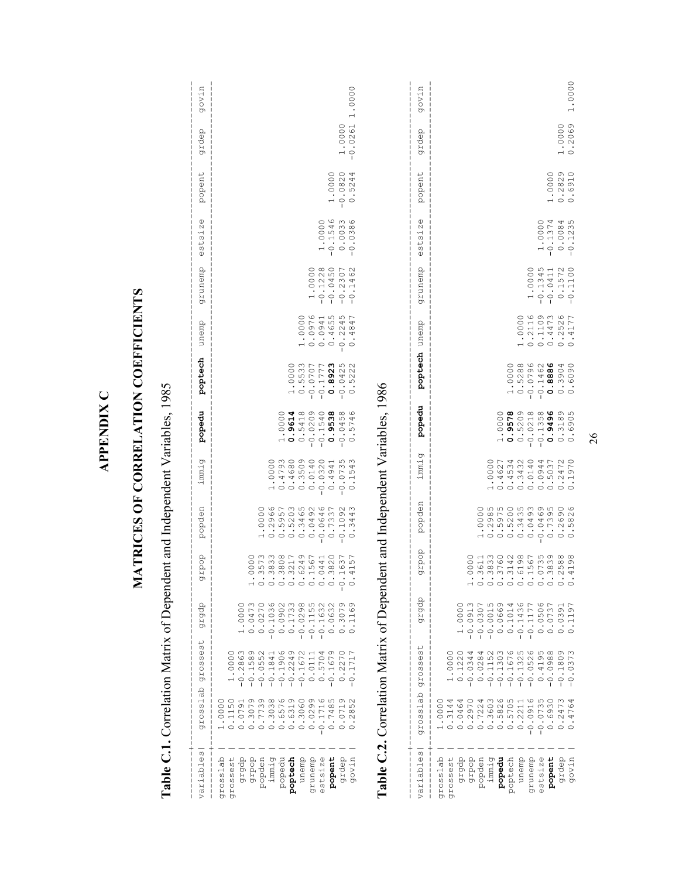# APPENDIX C

# MATRICES OF CORRELATION COEFFICIENTS

**Table C.1.** Correlation Matrix of Dependent and Independent Variables, 1985

| variables | grosslab | grossest | grgdp | grpop | popden | immig | **popedu** | **poptech** | unemp | grunemp | estsize | popent | grdep | govin |
|---|---|---|---|---|---|---|---|---|---|---|---|---|---|---|
| grosslab | 1.0000 | | | | | | | | | | | | | |
| grossest | 0.1150 | 1.0000 | | | | | | | | | | | | |
| grgdp | 0.0791 | -0.2863 | 1.0000 | | | | | | | | | | | |
| grpop | 0.3079 | -0.1589 | 0.0473 | 1.0000 | | | | | | | | | | |
| popden | 0.7739 | -0.0552 | 0.0270 | 0.3573 | 1.0000 | | | | | | | | | |
| immig | 0.3038 | -0.1841 | -0.1036 | 0.3833 | 0.2966 | 1.0000 | | | | | | | | |
| popedu | 0.6576 | -0.1906 | 0.0902 | 0.3808 | 0.5957 | 0.4793 | 1.0000 | | | | | | | |
| **poptech** | 0.6319 | -0.2249 | 0.1733 | 0.3217 | 0.5203 | 0.4680 | **0.9614** | 1.0000 | | | | | | |
| unemp | 0.3060 | -0.1672 | -0.0298 | 0.6249 | 0.3465 | 0.3509 | 0.5418 | 0.5533 | 1.0000 | | | | | |
| grunemp | 0.0299 | 0.0111 | -0.1155 | 0.1567 | 0.0492 | 0.0140 | -0.0209 | -0.0707 | 0.0976 | 1.0000 | | | | |
| estsize | -0.1716 | 0.5704 | -0.1632 | 0.0441 | -0.0646 | -0.0320 | -0.1540 | -0.1777 | 0.0941 | -0.1228 | 1.0000 | | | |
| **popent** | 0.7485 | -0.1679 | 0.0632 | 0.3820 | 0.7337 | 0.4941 | **0.9538** | **0.8923** | 0.4655 | -0.0450 | -0.1546 | 1.0000 | | |
| grdep | 0.0719 | 0.2270 | 0.3079 | -0.1637 | -0.1092 | -0.0735 | -0.0458 | -0.0425 | -0.2245 | -0.2307 | 0.0033 | -0.0820 | 1.0000 | |
| govin | 0.2852 | -0.1717 | 0.1169 | 0.4157 | 0.3443 | 0.1543 | 0.5746 | 0.5222 | 0.4847 | -0.1462 | -0.0386 | 0.5244 | -0.0261 | 1.0000 |

**Table C.2.** Correlation Matrix of Dependent and Independent Variables, 1986

| variables | grosslab | grossest | grgdp | grpop | popden | immig | **popedu** | **poptech** | unemp | grunemp | estsize | popent | grdep | govin |
|---|---|---|---|---|---|---|---|---|---|---|---|---|---|---|
| grosslab | 1.0000 | | | | | | | | | | | | | |
| grossest | 0.3144 | 1.0000 | | | | | | | | | | | | |
| grgdp | 0.0464 | 0.1220 | 1.0000 | | | | | | | | | | | |
| grpop | 0.2970 | -0.0344 | -0.0913 | 1.0000 | | | | | | | | | | |
| popden | 0.7224 | 0.0284 | -0.0307 | 0.3611 | 1.0000 | | | | | | | | | |
| immig | 0.3603 | -0.1152 | -0.0015 | 0.3833 | 0.2985 | 1.0000 | | | | | | | | |
| **popedu** | 0.5826 | -0.1303 | 0.0669 | 0.3760 | 0.5975 | 0.4627 | 1.0000 | | | | | | | |
| poptech | 0.5705 | -0.1676 | 0.1014 | 0.3142 | 0.5200 | 0.4534 | **0.9578** | 1.0000 | | | | | | |
| unemp | 0.2211 | -0.1325 | -0.1436 | 0.6198 | 0.3435 | 0.3432 | 0.5209 | 0.5288 | 1.0000 | | | | | |
| grunemp | -0.0916 | -0.0526 | -0.1177 | 0.1567 | 0.0493 | 0.0140 | -0.0218 | -0.0796 | 0.2116 | 1.0000 | | | | |
| estsize | -0.0735 | 0.4195 | 0.0506 | 0.0735 | -0.0469 | 0.0944 | -0.1358 | -0.1462 | 0.1109 | -0.1345 | 1.0000 | | | |
| **popent** | 0.6930 | -0.0988 | 0.0737 | 0.3839 | 0.7395 | 0.5037 | **0.9496** | **0.8886** | 0.4473 | -0.0411 | -0.1374 | 1.0000 | | |
| grdep | 0.2473 | -0.1809 | 0.0391 | 0.2588 | 0.2690 | 0.2472 | 0.3189 | 0.3904 | 0.2526 | 0.1572 | 0.0084 | 0.2829 | 1.0000 | |
| govin | 0.4764 | -0.0373 | 0.1197 | 0.4198 | 0.5826 | 0.1970 | 0.6905 | 0.6090 | 0.4177 | -0.1100 | -0.1235 | 0.6910 | 0.2069 | 1.0000 |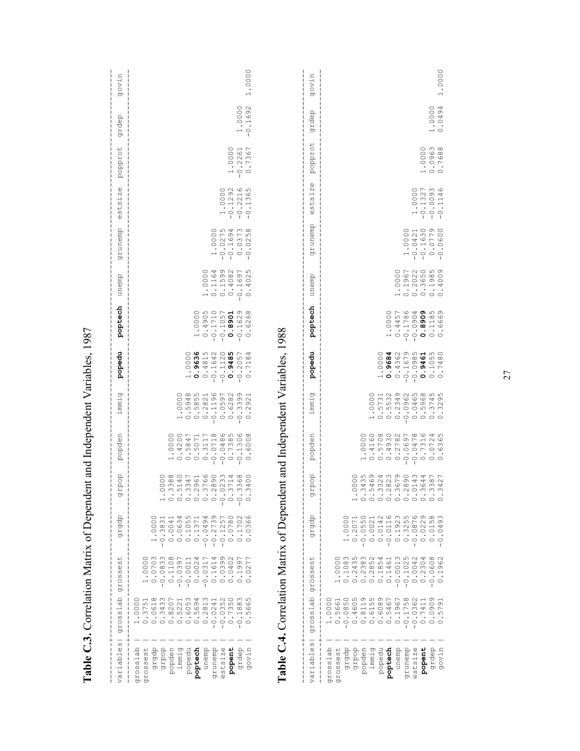**Table C.3.** Correlation Matrix of Dependent and Independent Variables, 1987

| variables | grosslab | grossest | grgdp | grpop | popden | immig | **popedu** | **poptech** | unemp | grunemp | estsize | popprot | grdep | govin |
|---|---|---|---|---|---|---|---|---|---|---|---|---|---|---|
| grosslab | 1.0000 | | | | | | | | | | | | | |
| grossest | 0.3751 | 1.0000 | | | | | | | | | | | | |
| grgdp | 0.0618 | 0.0703 | 1.0000 | | | | | | | | | | | |
| grpop | 0.3433 | -0.0833 | -0.3831 | 1.0000 | | | | | | | | | | |
| popden | 0.8207 | 0.1108 | 0.0041 | 0.3388 | 1.0000 | | | | | | | | | |
| immig | 0.5221 | -0.0397 | 0.0634 | 0.5140 | 0.4200 | 1.0000 | | | | | | | | |
| popedu | 0.6053 | -0.0011 | 0.1055 | 0.3347 | 0.5847 | 0.5948 | 1.0000 | | | | | | | |
| **poptech** | 0.5694 | 0.0024 | 0.1371 | 0.2961 | 0.5071 | 0.5855 | **0.9636** | 1.0000 | | | | | | |
| unemp | 0.2813 | -0.0317 | -0.0494 | 0.3766 | 0.3117 | 0.2821 | 0.4815 | 0.4905 | 1.0000 | | | | | |
| grunemp | -0.0241 | 0.1614 | -0.2739 | 0.2890 | -0.0718 | -0.1196 | -0.1642 | -0.1710 | 0.1164 | 1.0000 | | | | |
| estsize | -0.0352 | 0.0399 | -0.1257 | -0.0233 | -0.0486 | 0.0597 | -0.1120 | -0.1057 | 0.1599 | -0.0275 | 1.0000 | | | |
| **popent** | 0.7350 | 0.0402 | 0.0780 | 0.3714 | 0.7385 | 0.6282 | **0.9485** | **0.8901** | 0.4082 | -0.1694 | -0.1292 | 1.0000 | | |
| grdep | -0.1883 | 0.1997 | 0.1702 | -0.3368 | -0.1306 | -0.3399 | -0.2057 | -0.1629 | -0.1697 | 0.0373 | -0.2216 | -0.2261 | 1.0000 | |
| govin | 0.5665 | 0.0277 | 0.0366 | 0.3400 | 0.6008 | 0.2921 | 0.7184 | 0.6268 | 0.4025 | -0.0258 | -0.1365 | 0.7367 | -0.1692 | 1.0000 |

**Table C.4.** Correlation Matrix of Dependent and Independent Variables, 1988

| variables | grosslab | grossest | grgdp | grpop | popden | immig | **popedu** | **poptech** | unemp | grunemp | estsize | popprot | grdep | govin |
|---|---|---|---|---|---|---|---|---|---|---|---|---|---|---|
| grosslab | 1.0000 | | | | | | | | | | | | | |
| grossest | 0.5661 | 1.0000 | | | | | | | | | | | | |
| grgdp | -0.0850 | 0.1083 | 1.0000 | | | | | | | | | | | |
| grpop | 0.4605 | 0.2435 | 0.2071 | 1.0000 | | | | | | | | | | |
| popden | 0.8119 | 0.2383 | -0.0550 | 0.3435 | 1.0000 | | | | | | | | | |
| immig | 0.6155 | 0.2852 | 0.0021 | 0.5469 | 0.4160 | 1.0000 | | | | | | | | |
| popedu | 0.6089 | 0.1854 | 0.0142 | 0.3324 | 0.5708 | 0.5731 | 1.0000 | | | | | | | |
| **poptech** | 0.5467 | 0.1461 | -0.0116 | 0.2823 | 0.4930 | 0.5532 | **0.9684** | 1.0000 | | | | | | |
| unemp | 0.1967 | -0.0013 | 0.1923 | 0.3679 | 0.2782 | 0.2349 | 0.4362 | 0.4457 | 1.0000 | | | | | |
| grunemp | -0.1758 | -0.1025 | 0.3255 | 0.2890 | -0.0697 | -0.0962 | -0.1679 | -0.1786 | 0.1967 | 1.0000 | | | | |
| estsize | -0.0362 | 0.0042 | -0.0876 | 0.0143 | -0.0478 | 0.0465 | -0.0985 | -0.0904 | 0.2022 | -0.0421 | 1.0000 | | | |
| **popent** | 0.7411 | 0.2304 | 0.0229 | 0.3644 | 0.7316 | 0.5968 | **0.9461** | **0.8909** | 0.3650 | -0.1630 | -0.1327 | 1.0000 | | |
| grdep | 0.0909 | -0.0608 | 0.0158 | 0.3387 | 0.0724 | 0.3745 | 0.1055 | 0.1185 | 0.1985 | 0.0779 | -0.0093 | 0.0963 | 1.0000 | |
| govin | 0.5791 | 0.1962 | -0.0493 | 0.3427 | 0.6365 | 0.3295 | 0.7480 | 0.6669 | 0.4009 | -0.0600 | -0.1146 | 0.7688 | 0.0494 | 1.0000 |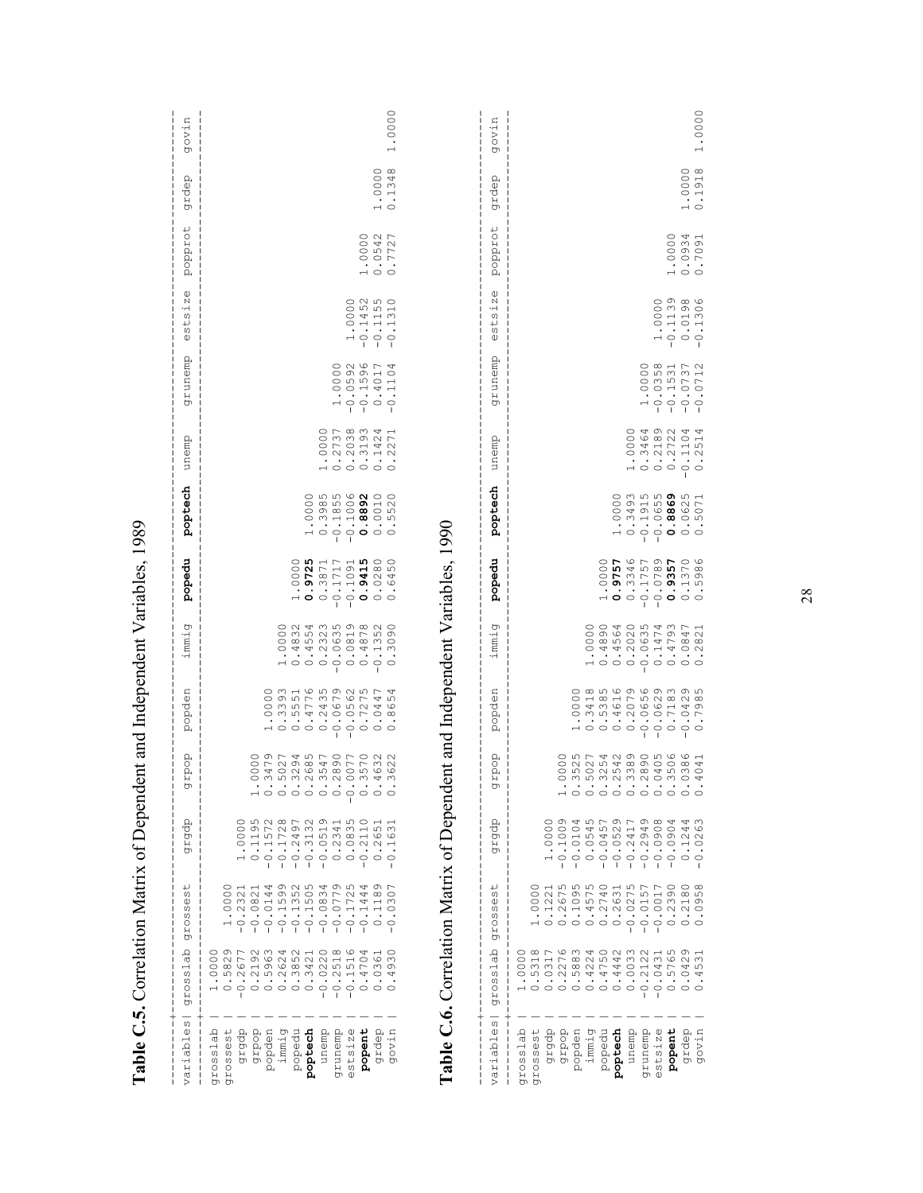**Table C.5.** Correlation Matrix of Dependent and Independent Variables, 1989

| variables | grosslab | grossest | grgdp | grpop | popden | immig | popedu | poptech | unemp | grunemp | estsize | **popent** | grdep | govin |
|---|---|---|---|---|---|---|---|---|---|---|---|---|---|---|
| grosslab | 1.0000 | | | | | | | | | | | | | |
| grossest | 0.5829 | 1.0000 | | | | | | | | | | | | |
| grgdp | -0.2677 | -0.2321 | 1.0000 | | | | | | | | | | | |
| grpop | 0.2192 | -0.0821 | 0.1195 | 1.0000 | | | | | | | | | | |
| popden | 0.5963 | -0.0144 | -0.1572 | 0.3479 | 1.0000 | | | | | | | | | |
| immig | 0.2624 | -0.1599 | -0.1728 | 0.5027 | 0.3393 | 1.0000 | | | | | | | | |
| popedu | 0.3852 | -0.1352 | -0.2497 | 0.3294 | 0.5551 | 0.4832 | 1.0000 | | | | | | | |
| **poptech** | 0.3421 | -0.1505 | -0.3132 | 0.2685 | 0.4776 | 0.4554 | **0.9725** | 1.0000 | | | | | | |
| unemp | -0.0220 | -0.0834 | -0.0519 | 0.3547 | 0.2435 | 0.2323 | 0.3871 | 0.3985 | 1.0000 | | | | | |
| grunemp | -0.2518 | -0.0779 | 0.2341 | 0.2890 | -0.0679 | -0.0635 | -0.1717 | -0.1855 | 0.2737 | 1.0000 | | | | |
| estsize | -0.1516 | -0.1725 | 0.0835 | -0.0077 | -0.0562 | 0.0819 | -0.1091 | -0.1006 | 0.2038 | -0.0592 | 1.0000 | | | |
| **popent** | 0.4704 | -0.1444 | -0.2110 | 0.3570 | 0.7275 | 0.4878 | **0.9415** | **0.8892** | 0.3193 | -0.1596 | -0.1452 | 1.0000 | | |
| grdep | 0.0361 | 0.1189 | 0.2651 | 0.4632 | 0.0447 | -0.1352 | 0.0280 | 0.0010 | 0.1424 | 0.4017 | -0.1155 | 0.0542 | 1.0000 | |
| govin | 0.4930 | -0.0307 | -0.1631 | 0.3622 | 0.8654 | 0.3090 | 0.6450 | 0.5520 | 0.2271 | -0.1104 | -0.1310 | 0.7727 | 0.1348 | 1.0000 |

**Table C.6.** Correlation Matrix of Dependent and Independent Variables, 1990

| variables | grosslab | grossest | grgdp | grpop | popden | immig | **popedu** | **poptech** | unemp | grunemp | estsize | popprot | grdep | govin |
|---|---|---|---|---|---|---|---|---|---|---|---|---|---|---|
| grosslab | 1.0000 | | | | | | | | | | | | | |
| grossest | 0.5318 | 1.0000 | | | | | | | | | | | | |
| grgdp | 0.0317 | 0.1221 | 1.0000 | | | | | | | | | | | |
| grpop | 0.2276 | 0.2675 | -0.1009 | 1.0000 | | | | | | | | | | |
| popden | 0.5883 | 0.1095 | -0.0104 | 0.3525 | 1.0000 | | | | | | | | | |
| immig | 0.4224 | 0.4575 | 0.0545 | 0.5027 | 0.3418 | 1.0000 | | | | | | | | |
| popedu | 0.4750 | 0.2740 | -0.0457 | 0.3254 | 0.5385 | 0.4890 | 1.0000 | | | | | | | |
| **poptech** | 0.4442 | 0.2631 | -0.0529 | 0.2542 | 0.4616 | 0.4564 | **0.9757** | 1.0000 | | | | | | |
| unemp | 0.0033 | -0.0275 | -0.2417 | 0.3389 | 0.2079 | 0.2020 | 0.3346 | 0.3493 | 1.0000 | | | | | |
| grunemp | -0.2122 | -0.0157 | -0.2949 | 0.2890 | -0.0656 | -0.0635 | -0.1757 | -0.1915 | 0.3464 | 1.0000 | | | | |
| estsize | -0.0431 | -0.0017 | -0.0908 | 0.0405 | -0.0629 | 0.1474 | -0.0789 | -0.0655 | 0.2189 | -0.0358 | 1.0000 | | | |
| **popent** | 0.5765 | 0.2390 | -0.0904 | 0.3506 | 0.7183 | 0.4793 | **0.9357** | **0.8869** | 0.2722 | -0.1531 | -0.1139 | 1.0000 | | |
| grdep | 0.0429 | 0.2180 | 0.1244 | 0.0386 | -0.0429 | 0.0847 | 0.1370 | 0.0625 | -0.1104 | -0.0737 | 0.0198 | 0.0934 | 1.0000 | |
| govin | 0.4531 | 0.0958 | -0.0263 | 0.4041 | 0.7985 | 0.2821 | 0.5986 | 0.5071 | 0.2514 | -0.0712 | -0.1306 | 0.7091 | 0.1918 | 1.0000 |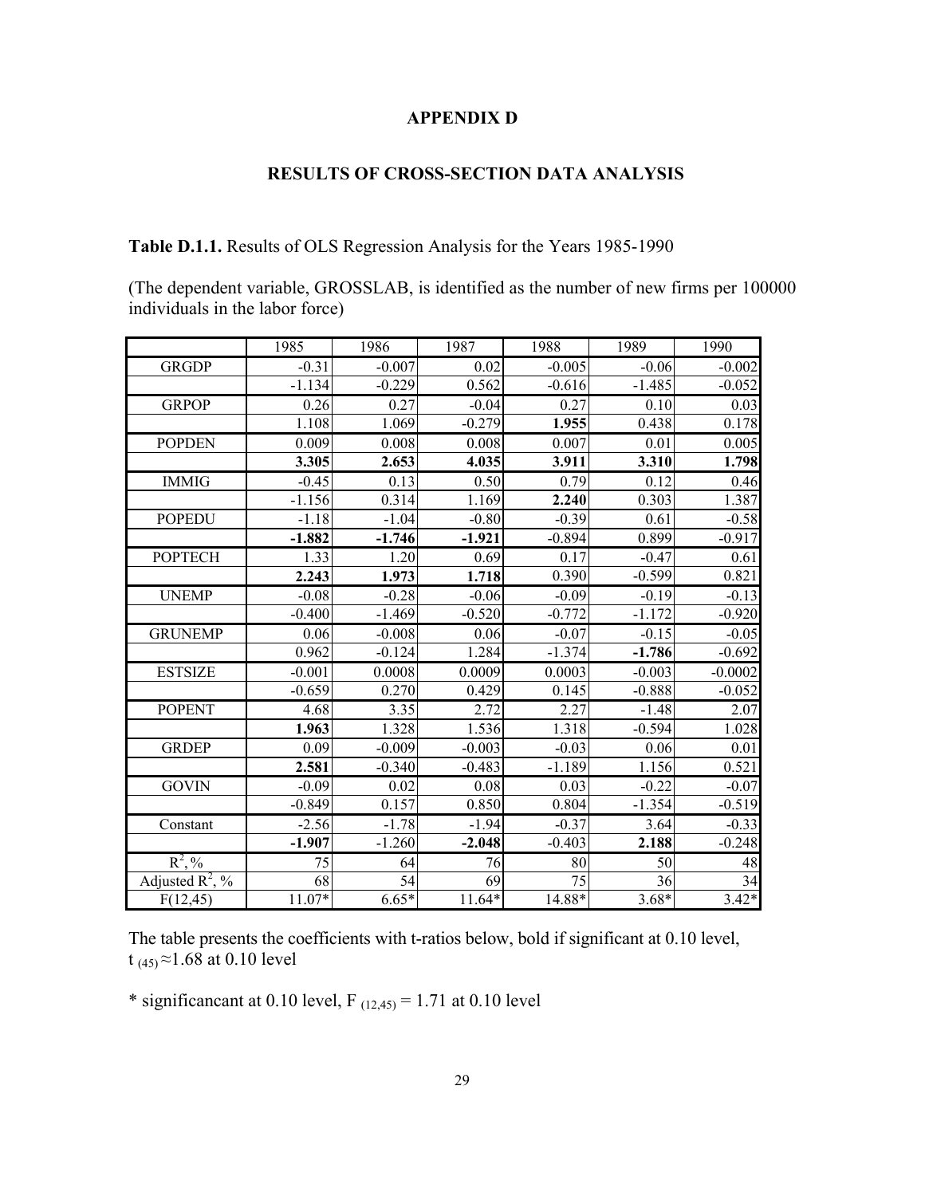# APPENDIX D

## RESULTS OF CROSS-SECTION DATA ANALYSIS

**Table D.1.1.** Results of OLS Regression Analysis for the Years 1985-1990

(The dependent variable, GROSSLAB, is identified as the number of new firms per 100000 individuals in the labor force)

| | 1985 | 1986 | 1987 | 1988 | 1989 | 1990 |
|---|---|---|---|---|---|---|
| GRGDP | -0.31 | -0.007 | 0.02 | -0.005 | -0.06 | -0.002 |
| | -1.134 | -0.229 | 0.562 | -0.616 | -1.485 | -0.052 |
| GRPOP | 0.26 | 0.27 | -0.04 | 0.27 | 0.10 | 0.03 |
| | 1.108 | 1.069 | -0.279 | **1.955** | 0.438 | 0.178 |
| POPDEN | 0.009 | 0.008 | 0.008 | 0.007 | 0.01 | 0.005 |
| | **3.305** | **2.653** | **4.035** | **3.911** | **3.310** | **1.798** |
| IMMIG | -0.45 | 0.13 | 0.50 | 0.79 | 0.12 | 0.46 |
| | -1.156 | 0.314 | 1.169 | **2.240** | 0.303 | 1.387 |
| POPEDU | -1.18 | -1.04 | -0.80 | -0.39 | 0.61 | -0.58 |
| | **-1.882** | **-1.746** | **-1.921** | -0.894 | 0.899 | -0.917 |
| POPTECH | 1.33 | 1.20 | 0.69 | 0.17 | -0.47 | 0.61 |
| | **2.243** | **1.973** | **1.718** | 0.390 | -0.599 | 0.821 |
| UNEMP | -0.08 | -0.28 | -0.06 | -0.09 | -0.19 | -0.13 |
| | -0.400 | -1.469 | -0.520 | -0.772 | -1.172 | -0.920 |
| GRUNEMP | 0.06 | -0.008 | 0.06 | -0.07 | -0.15 | -0.05 |
| | 0.962 | -0.124 | 1.284 | -1.374 | **-1.786** | -0.692 |
| ESTSIZE | -0.001 | 0.0008 | 0.0009 | 0.0003 | -0.003 | -0.0002 |
| | -0.659 | 0.270 | 0.429 | 0.145 | -0.888 | -0.052 |
| POPENT | 4.68 | 3.35 | 2.72 | 2.27 | -1.48 | 2.07 |
| | **1.963** | 1.328 | 1.536 | 1.318 | -0.594 | 1.028 |
| GRDEP | 0.09 | -0.009 | -0.003 | -0.03 | 0.06 | 0.01 |
| | **2.581** | -0.340 | -0.483 | -1.189 | 1.156 | 0.521 |
| GOVIN | -0.09 | 0.02 | 0.08 | 0.03 | -0.22 | -0.07 |
| | -0.849 | 0.157 | 0.850 | 0.804 | -1.354 | -0.519 |
| Constant | -2.56 | -1.78 | -1.94 | -0.37 | 3.64 | -0.33 |
| | **-1.907** | -1.260 | **-2.048** | -0.403 | **2.188** | -0.248 |
| $R^2$, % | 75 | 64 | 76 | 80 | 50 | 48 |
| Adjusted $R^2$, % | 68 | 54 | 69 | 75 | 36 | 34 |
| F(12,45) | 11.07* | 6.65* | 11.64* | 14.88* | 3.68* | 3.42* |

The table presents the coefficients with t-ratios below, bold if significant at 0.10 level, $t_{(45)} \approx 1.68$ at 0.10 level

* significancant at 0.10 level, $F_{(12,45)} = 1.71$ at 0.10 level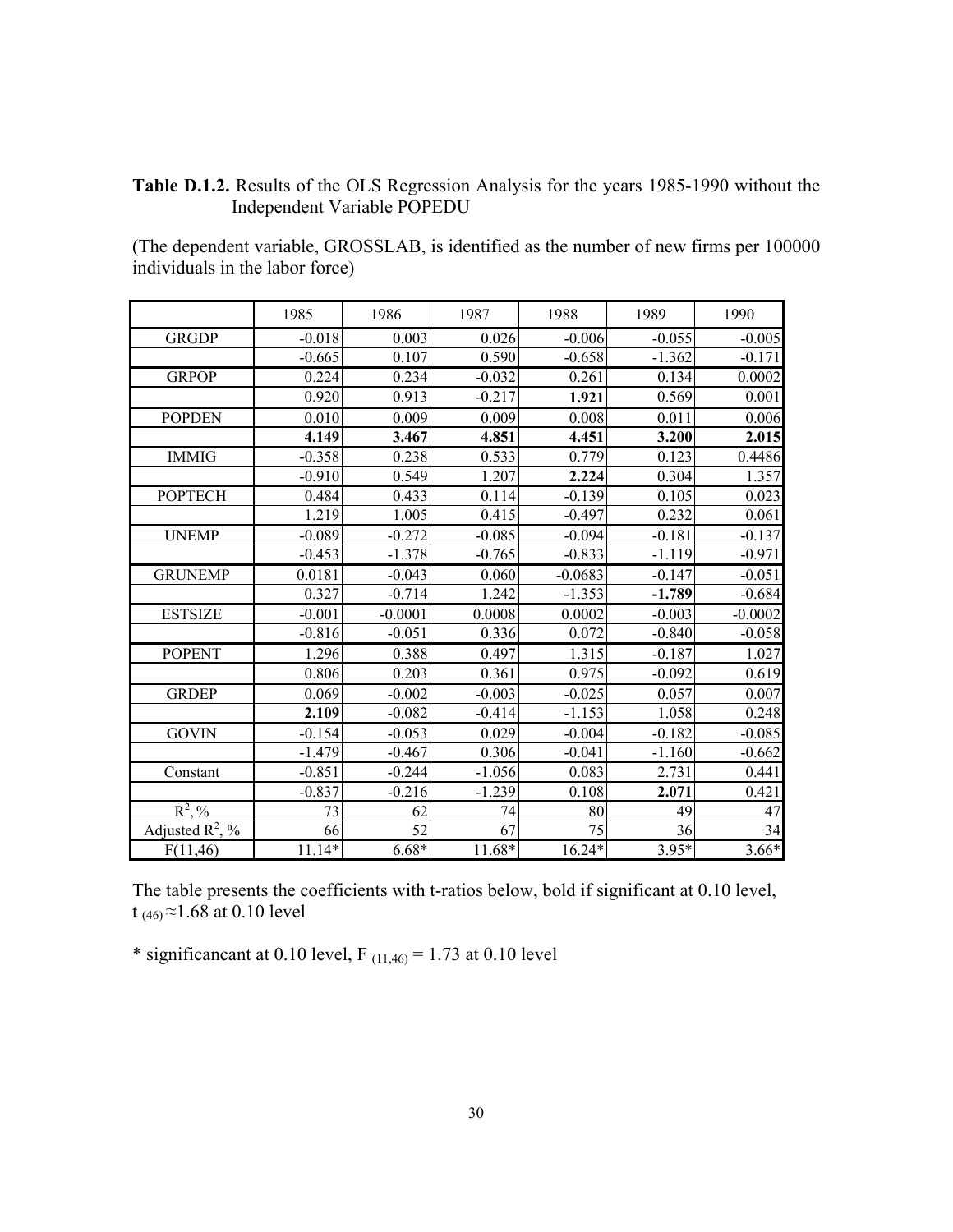**Table D.1.2.** Results of the OLS Regression Analysis for the years 1985-1990 without the Independent Variable POPEDU

(The dependent variable, GROSSLAB, is identified as the number of new firms per 100000 individuals in the labor force)

| | 1985 | 1986 | 1987 | 1988 | 1989 | 1990 |
|---|---|---|---|---|---|---|
| GRGDP | -0.018 | 0.003 | 0.026 | -0.006 | -0.055 | -0.005 |
| | -0.665 | 0.107 | 0.590 | -0.658 | -1.362 | -0.171 |
| GRPOP | 0.224 | 0.234 | -0.032 | 0.261 | 0.134 | 0.0002 |
| | 0.920 | 0.913 | -0.217 | **1.921** | 0.569 | 0.001 |
| POPDEN | 0.010 | 0.009 | 0.009 | 0.008 | 0.011 | 0.006 |
| | **4.149** | **3.467** | **4.851** | **4.451** | **3.200** | **2.015** |
| IMMIG | -0.358 | 0.238 | 0.533 | 0.779 | 0.123 | 0.4486 |
| | -0.910 | 0.549 | 1.207 | **2.224** | 0.304 | 1.357 |
| POPTECH | 0.484 | 0.433 | 0.114 | -0.139 | 0.105 | 0.023 |
| | 1.219 | 1.005 | 0.415 | -0.497 | 0.232 | 0.061 |
| UNEMP | -0.089 | -0.272 | -0.085 | -0.094 | -0.181 | -0.137 |
| | -0.453 | -1.378 | -0.765 | -0.833 | -1.119 | -0.971 |
| GRUNEMP | 0.0181 | -0.043 | 0.060 | -0.0683 | -0.147 | -0.051 |
| | 0.327 | -0.714 | 1.242 | -1.353 | **-1.789** | -0.684 |
| ESTSIZE | -0.001 | -0.0001 | 0.0008 | 0.0002 | -0.003 | -0.0002 |
| | -0.816 | -0.051 | 0.336 | 0.072 | -0.840 | -0.058 |
| POPENT | 1.296 | 0.388 | 0.497 | 1.315 | -0.187 | 1.027 |
| | 0.806 | 0.203 | 0.361 | 0.975 | -0.092 | 0.619 |
| GRDEP | 0.069 | -0.002 | -0.003 | -0.025 | 0.057 | 0.007 |
| | **2.109** | -0.082 | -0.414 | -1.153 | 1.058 | 0.248 |
| GOVIN | -0.154 | -0.053 | 0.029 | -0.004 | -0.182 | -0.085 |
| | -1.479 | -0.467 | 0.306 | -0.041 | -1.160 | -0.662 |
| Constant | -0.851 | -0.244 | -1.056 | 0.083 | 2.731 | 0.441 |
| | -0.837 | -0.216 | -1.239 | 0.108 | **2.071** | 0.421 |
| $R^2$, % | 73 | 62 | 74 | 80 | 49 | 47 |
| Adjusted $R^2$, % | 66 | 52 | 67 | 75 | 36 | 34 |
| F(11,46) | 11.14* | 6.68* | 11.68* | 16.24* | 3.95* | 3.66* |

The table presents the coefficients with t-ratios below, bold if significant at 0.10 level, $t_{(46)} \approx 1.68$ at 0.10 level

* significancant at 0.10 level, $F_{(11,46)} = 1.73$ at 0.10 level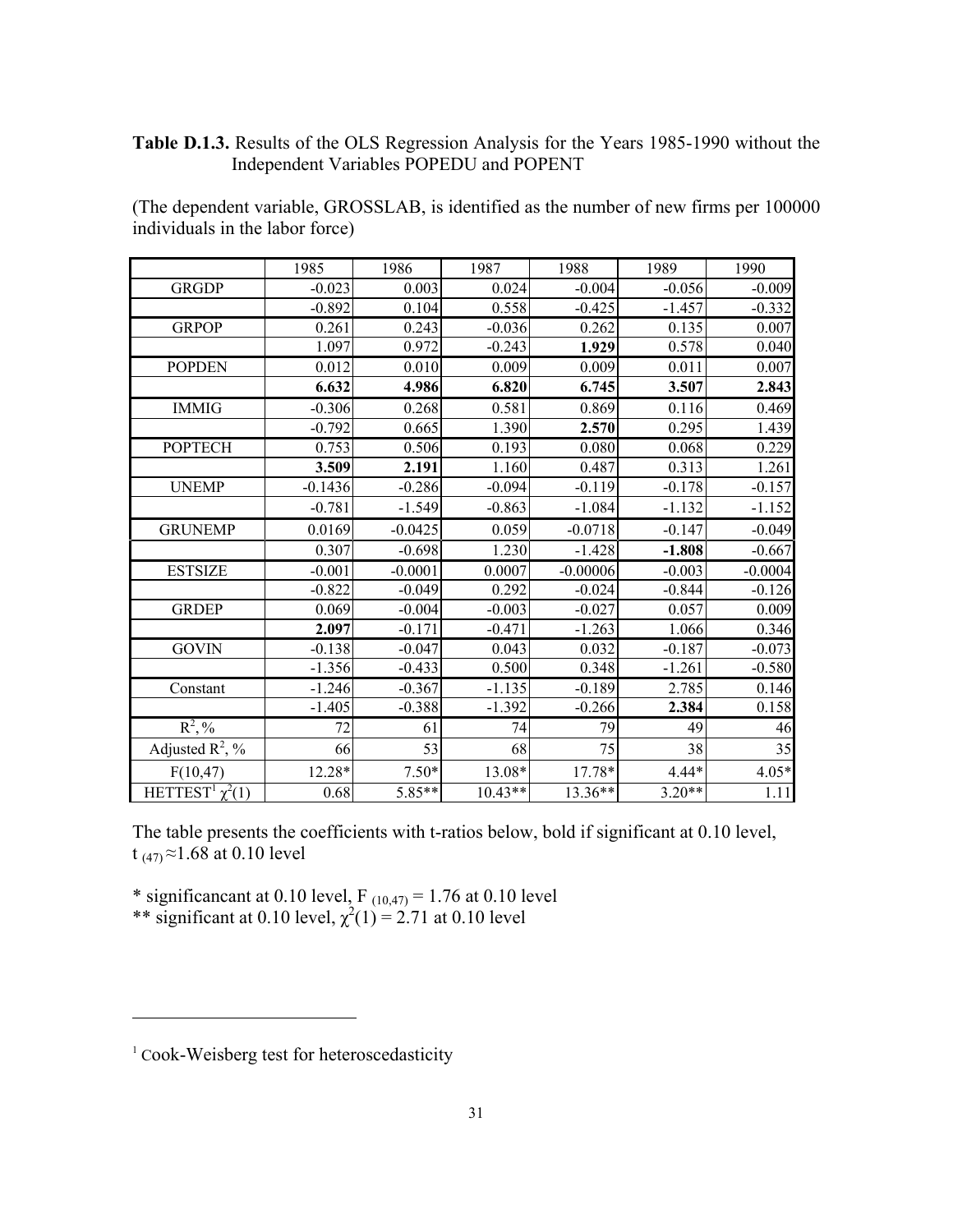**Table D.1.3.** Results of the OLS Regression Analysis for the Years 1985-1990 without the Independent Variables POPEDU and POPENT

(The dependent variable, GROSSLAB, is identified as the number of new firms per 100000 individuals in the labor force)

| | 1985 | 1986 | 1987 | 1988 | 1989 | 1990 |
|---|---|---|---|---|---|---|
| GRGDP | -0.023 | 0.003 | 0.024 | -0.004 | -0.056 | -0.009 |
| | -0.892 | 0.104 | 0.558 | -0.425 | -1.457 | -0.332 |
| GRPOP | 0.261 | 0.243 | -0.036 | 0.262 | 0.135 | 0.007 |
| | 1.097 | 0.972 | -0.243 | **1.929** | 0.578 | 0.040 |
| POPDEN | 0.012 | 0.010 | 0.009 | 0.009 | 0.011 | 0.007 |
| | **6.632** | **4.986** | **6.820** | **6.745** | **3.507** | **2.843** |
| IMMIG | -0.306 | 0.268 | 0.581 | 0.869 | 0.116 | 0.469 |
| | -0.792 | 0.665 | 1.390 | **2.570** | 0.295 | 1.439 |
| POPTECH | 0.753 | 0.506 | 0.193 | 0.080 | 0.068 | 0.229 |
| | **3.509** | **2.191** | 1.160 | 0.487 | 0.313 | 1.261 |
| UNEMP | -0.1436 | -0.286 | -0.094 | -0.119 | -0.178 | -0.157 |
| | -0.781 | -1.549 | -0.863 | -1.084 | -1.132 | -1.152 |
| GRUNEMP | 0.0169 | -0.0425 | 0.059 | -0.0718 | -0.147 | -0.049 |
| | 0.307 | -0.698 | 1.230 | -1.428 | **-1.808** | -0.667 |
| ESTSIZE | -0.001 | -0.0001 | 0.0007 | -0.00006 | -0.003 | -0.0004 |
| | -0.822 | -0.049 | 0.292 | -0.024 | -0.844 | -0.126 |
| GRDEP | 0.069 | -0.004 | -0.003 | -0.027 | 0.057 | 0.009 |
| | **2.097** | -0.171 | -0.471 | -1.263 | 1.066 | 0.346 |
| GOVIN | -0.138 | -0.047 | 0.043 | 0.032 | -0.187 | -0.073 |
| | -1.356 | -0.433 | 0.500 | 0.348 | -1.261 | -0.580 |
| Constant | -1.246 | -0.367 | -1.135 | -0.189 | 2.785 | 0.146 |
| | -1.405 | -0.388 | -1.392 | -0.266 | **2.384** | 0.158 |
| $R^2$, % | 72 | 61 | 74 | 79 | 49 | 46 |
| Adjusted $R^2$, % | 66 | 53 | 68 | 75 | 38 | 35 |
| F(10,47) | 12.28* | 7.50* | 13.08* | 17.78* | 4.44* | 4.05* |
| HETTEST[1] $\chi^2(1)$ | 0.68 | 5.85** | 10.43** | 13.36** | 3.20** | 1.11 |

The table presents the coefficients with t-ratios below, bold if significant at 0.10 level, $t_{(47)} \approx 1.68$ at 0.10 level

\* significancant at 0.10 level, $F_{(10,47)} = 1.76$ at 0.10 level
\*\* significant at 0.10 level, $\chi^2(1) = 2.71$ at 0.10 level

[1] Cook-Weisberg test for heteroscedasticity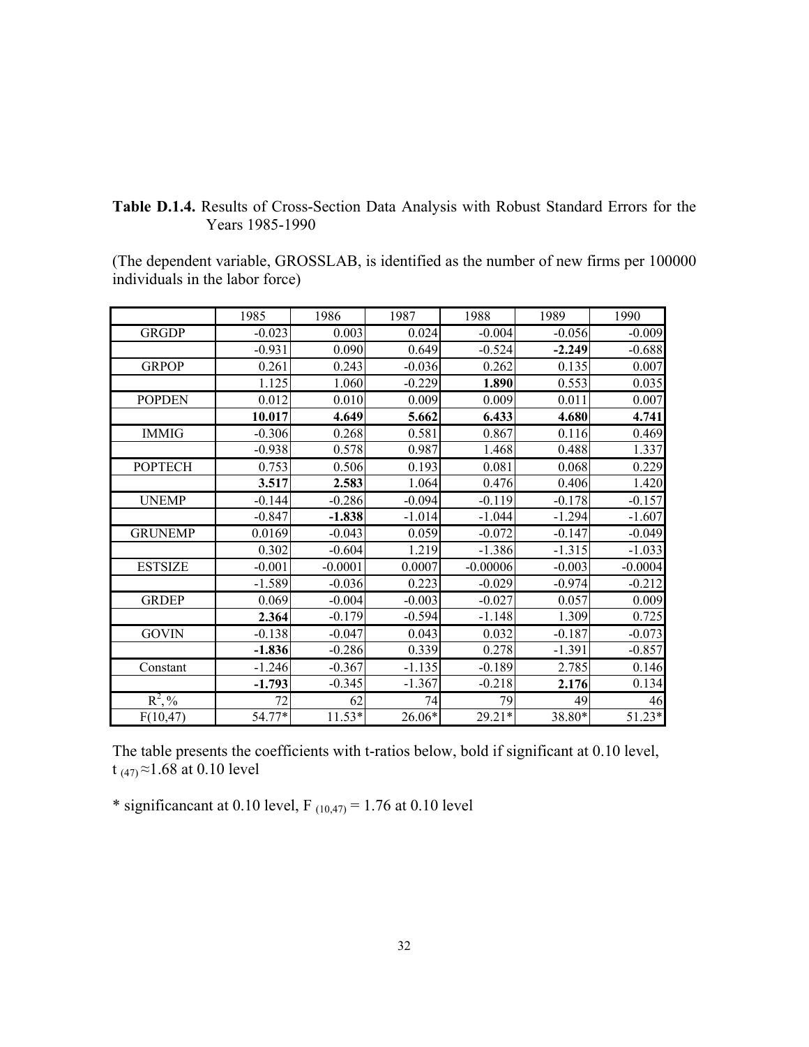**Table D.1.4.** Results of Cross-Section Data Analysis with Robust Standard Errors for the Years 1985-1990

(The dependent variable, GROSSLAB, is identified as the number of new firms per 100000 individuals in the labor force)

| | 1985 | 1986 | 1987 | 1988 | 1989 | 1990 |
|---|---|---|---|---|---|---|
| GRGDP | -0.023 | 0.003 | 0.024 | -0.004 | -0.056 | -0.009 |
| | -0.931 | 0.090 | 0.649 | -0.524 | **-2.249** | -0.688 |
| GRPOP | 0.261 | 0.243 | -0.036 | 0.262 | 0.135 | 0.007 |
| | 1.125 | 1.060 | -0.229 | **1.890** | 0.553 | 0.035 |
| POPDEN | 0.012 | 0.010 | 0.009 | 0.009 | 0.011 | 0.007 |
| | **10.017** | **4.649** | **5.662** | **6.433** | **4.680** | **4.741** |
| IMMIG | -0.306 | 0.268 | 0.581 | 0.867 | 0.116 | 0.469 |
| | -0.938 | 0.578 | 0.987 | 1.468 | 0.488 | 1.337 |
| POPTECH | 0.753 | 0.506 | 0.193 | 0.081 | 0.068 | 0.229 |
| | **3.517** | **2.583** | 1.064 | 0.476 | 0.406 | 1.420 |
| UNEMP | -0.144 | -0.286 | -0.094 | -0.119 | -0.178 | -0.157 |
| | -0.847 | **-1.838** | -1.014 | -1.044 | -1.294 | -1.607 |
| GRUNEMP | 0.0169 | -0.043 | 0.059 | -0.072 | -0.147 | -0.049 |
| | 0.302 | -0.604 | 1.219 | -1.386 | -1.315 | -1.033 |
| ESTSIZE | -0.001 | -0.0001 | 0.0007 | -0.00006 | -0.003 | -0.0004 |
| | -1.589 | -0.036 | 0.223 | -0.029 | -0.974 | -0.212 |
| GRDEP | 0.069 | -0.004 | -0.003 | -0.027 | 0.057 | 0.009 |
| | **2.364** | -0.179 | -0.594 | -1.148 | 1.309 | 0.725 |
| GOVIN | -0.138 | -0.047 | 0.043 | 0.032 | -0.187 | -0.073 |
| | **-1.836** | -0.286 | 0.339 | 0.278 | -1.391 | -0.857 |
| Constant | -1.246 | -0.367 | -1.135 | -0.189 | 2.785 | 0.146 |
| | **-1.793** | -0.345 | -1.367 | -0.218 | **2.176** | 0.134 |
| $R^2$,% | 72 | 62 | 74 | 79 | 49 | 46 |
| F(10,47) | 54.77* | 11.53* | 26.06* | 29.21* | 38.80* | 51.23* |

The table presents the coefficients with t-ratios below, bold if significant at 0.10 level, $t_{(47)} \approx 1.68$ at 0.10 level

* significancant at 0.10 level, $F_{(10,47)} = 1.76$ at 0.10 level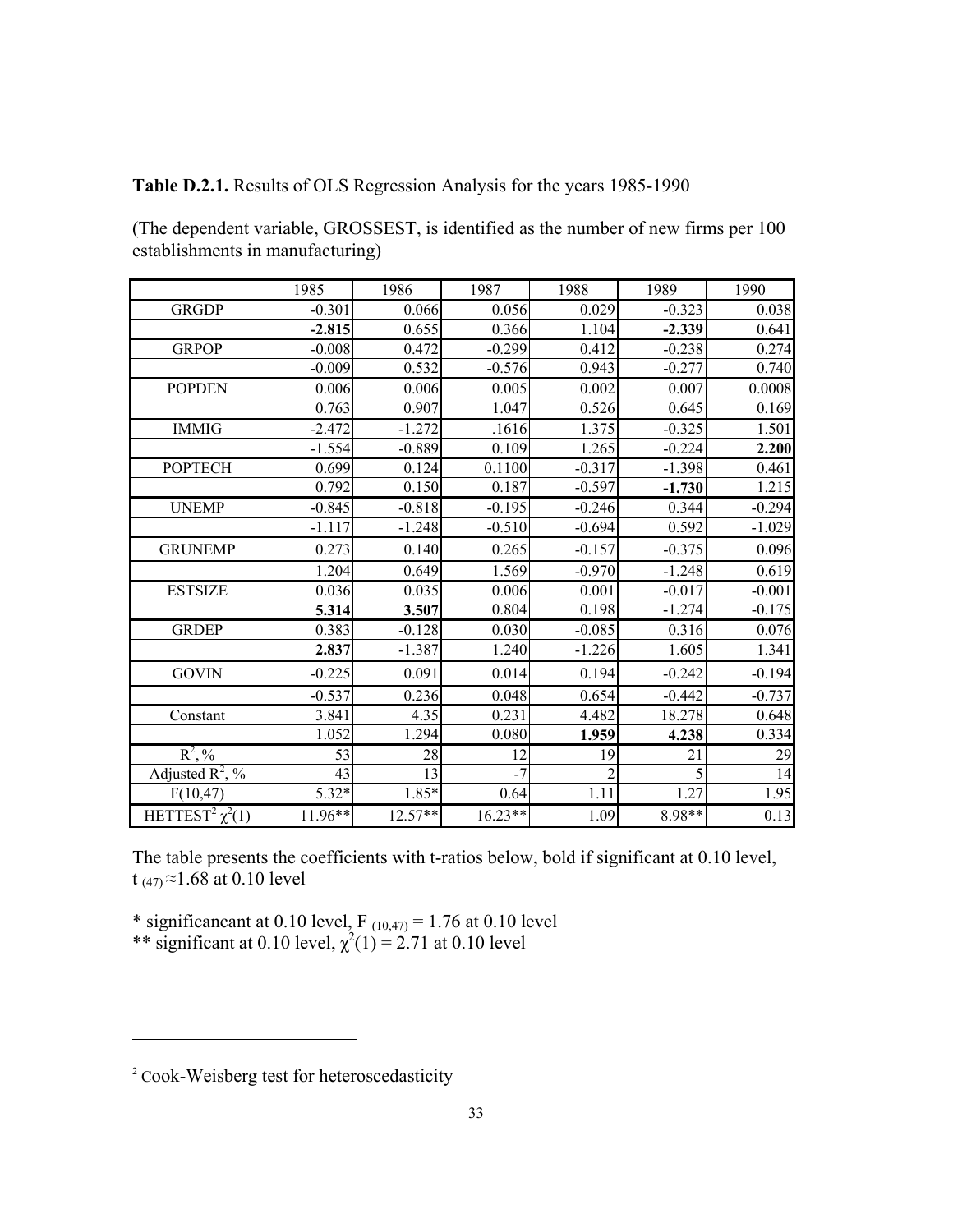**Table D.2.1.** Results of OLS Regression Analysis for the years 1985-1990

(The dependent variable, GROSSEST, is identified as the number of new firms per 100 establishments in manufacturing)

| | 1985 | 1986 | 1987 | 1988 | 1989 | 1990 |
|---|---|---|---|---|---|---|
| GRGDP | -0.301 | 0.066 | 0.056 | 0.029 | -0.323 | 0.038 |
| | **-2.815** | 0.655 | 0.366 | 1.104 | **-2.339** | 0.641 |
| GRPOP | -0.008 | 0.472 | -0.299 | 0.412 | -0.238 | 0.274 |
| | -0.009 | 0.532 | -0.576 | 0.943 | -0.277 | 0.740 |
| POPDEN | 0.006 | 0.006 | 0.005 | 0.002 | 0.007 | 0.0008 |
| | 0.763 | 0.907 | 1.047 | 0.526 | 0.645 | 0.169 |
| IMMIG | -2.472 | -1.272 | .1616 | 1.375 | -0.325 | 1.501 |
| | -1.554 | -0.889 | 0.109 | 1.265 | -0.224 | **2.200** |
| POPTECH | 0.699 | 0.124 | 0.1100 | -0.317 | -1.398 | 0.461 |
| | 0.792 | 0.150 | 0.187 | -0.597 | **-1.730** | 1.215 |
| UNEMP | -0.845 | -0.818 | -0.195 | -0.246 | 0.344 | -0.294 |
| | -1.117 | -1.248 | -0.510 | -0.694 | 0.592 | -1.029 |
| GRUNEMP | 0.273 | 0.140 | 0.265 | -0.157 | -0.375 | 0.096 |
| | 1.204 | 0.649 | 1.569 | -0.970 | -1.248 | 0.619 |
| ESTSIZE | 0.036 | 0.035 | 0.006 | 0.001 | -0.017 | -0.001 |
| | **5.314** | **3.507** | 0.804 | 0.198 | -1.274 | -0.175 |
| GRDEP | 0.383 | -0.128 | 0.030 | -0.085 | 0.316 | 0.076 |
| | **2.837** | -1.387 | 1.240 | -1.226 | 1.605 | 1.341 |
| GOVIN | -0.225 | 0.091 | 0.014 | 0.194 | -0.242 | -0.194 |
| | -0.537 | 0.236 | 0.048 | 0.654 | -0.442 | -0.737 |
| Constant | 3.841 | 4.35 | 0.231 | 4.482 | 18.278 | 0.648 |
| | 1.052 | 1.294 | 0.080 | **1.959** | **4.238** | 0.334 |
| $R^2$, % | 53 | 28 | 12 | 19 | 21 | 29 |
| Adjusted $R^2$, % | 43 | 13 | -7 | 2 | 5 | 14 |
| F(10,47) | 5.32* | 1.85* | 0.64 | 1.11 | 1.27 | 1.95 |
| HETTEST[2] $\chi^2(1)$ | 11.96** | 12.57** | 16.23** | 1.09 | 8.98** | 0.13 |

The table presents the coefficients with t-ratios below, bold if significant at 0.10 level, $t_{(47)} \approx 1.68$ at 0.10 level

\* significancant at 0.10 level, $F_{(10,47)} = 1.76$ at 0.10 level
\** significant at 0.10 level, $\chi^2(1) = 2.71$ at 0.10 level

[2] Cook-Weisberg test for heteroscedasticity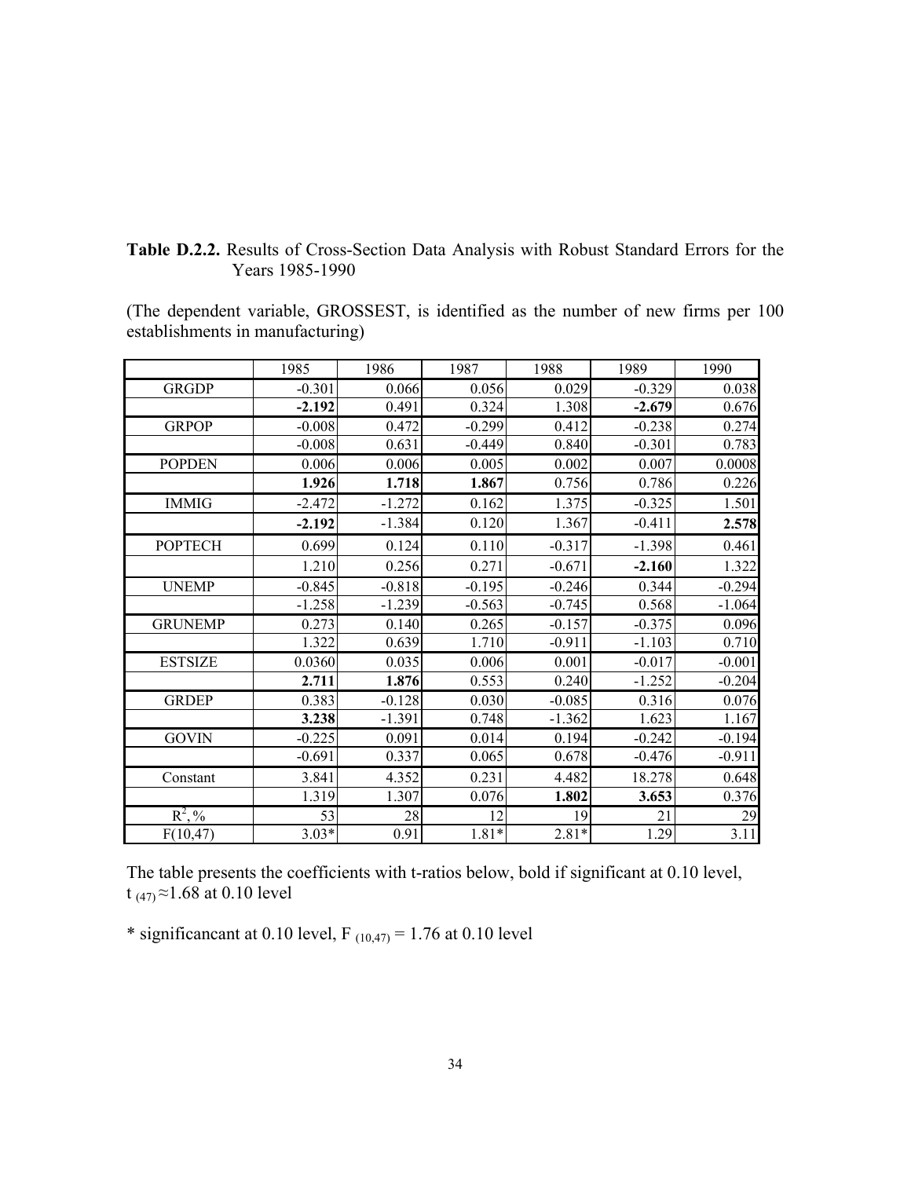**Table D.2.2.** Results of Cross-Section Data Analysis with Robust Standard Errors for the Years 1985-1990

(The dependent variable, GROSSEST, is identified as the number of new firms per 100 establishments in manufacturing)

| | 1985 | 1986 | 1987 | 1988 | 1989 | 1990 |
|---|---|---|---|---|---|---|
| GRGDP | -0.301 | 0.066 | 0.056 | 0.029 | -0.329 | 0.038 |
| | **-2.192** | 0.491 | 0.324 | 1.308 | **-2.679** | 0.676 |
| GRPOP | -0.008 | 0.472 | -0.299 | 0.412 | -0.238 | 0.274 |
| | -0.008 | 0.631 | -0.449 | 0.840 | -0.301 | 0.783 |
| POPDEN | 0.006 | 0.006 | 0.005 | 0.002 | 0.007 | 0.0008 |
| | **1.926** | **1.718** | **1.867** | 0.756 | 0.786 | 0.226 |
| IMMIG | -2.472 | -1.272 | 0.162 | 1.375 | -0.325 | 1.501 |
| | **-2.192** | -1.384 | 0.120 | 1.367 | -0.411 | **2.578** |
| POPTECH | 0.699 | 0.124 | 0.110 | -0.317 | -1.398 | 0.461 |
| | 1.210 | 0.256 | 0.271 | -0.671 | **-2.160** | 1.322 |
| UNEMP | -0.845 | -0.818 | -0.195 | -0.246 | 0.344 | -0.294 |
| | -1.258 | -1.239 | -0.563 | -0.745 | 0.568 | -1.064 |
| GRUNEMP | 0.273 | 0.140 | 0.265 | -0.157 | -0.375 | 0.096 |
| | 1.322 | 0.639 | 1.710 | -0.911 | -1.103 | 0.710 |
| ESTSIZE | 0.0360 | 0.035 | 0.006 | 0.001 | -0.017 | -0.001 |
| | **2.711** | **1.876** | 0.553 | 0.240 | -1.252 | -0.204 |
| GRDEP | 0.383 | -0.128 | 0.030 | -0.085 | 0.316 | 0.076 |
| | **3.238** | -1.391 | 0.748 | -1.362 | 1.623 | 1.167 |
| GOVIN | -0.225 | 0.091 | 0.014 | 0.194 | -0.242 | -0.194 |
| | -0.691 | 0.337 | 0.065 | 0.678 | -0.476 | -0.911 |
| Constant | 3.841 | 4.352 | 0.231 | 4.482 | 18.278 | 0.648 |
| | 1.319 | 1.307 | 0.076 | **1.802** | **3.653** | 0.376 |
| $R^2$, % | 53 | 28 | 12 | 19 | 21 | 29 |
| F(10,47) | 3.03* | 0.91 | 1.81* | 2.81* | 1.29 | 3.11 |

The table presents the coefficients with t-ratios below, bold if significant at 0.10 level, $t_{(47)} \approx 1.68$ at 0.10 level

* significancant at 0.10 level, $F_{(10,47)} = 1.76$ at 0.10 level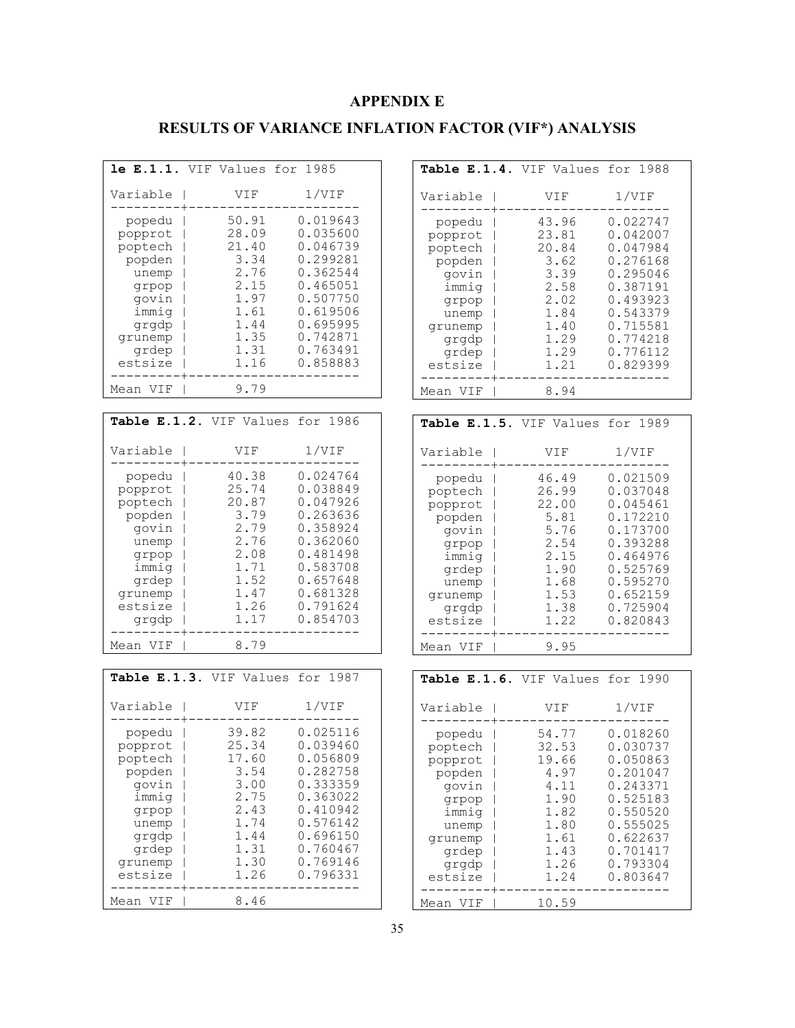# APPENDIX E

## RESULTS OF VARIANCE INFLATION FACTOR (VIF*) ANALYSIS

**le E.1.1.** VIF Values for 1985

| Variable | VIF | 1/VIF |
|---|---|---|
| popedu | 50.91 | 0.019643 |
| popprot | 28.09 | 0.035600 |
| poptech | 21.40 | 0.046739 |
| popden | 3.34 | 0.299281 |
| unemp | 2.76 | 0.362544 |
| grpop | 2.15 | 0.465051 |
| govin | 1.97 | 0.507750 |
| immig | 1.61 | 0.619506 |
| grgdp | 1.44 | 0.695995 |
| grunemp | 1.35 | 0.742871 |
| grdep | 1.31 | 0.763491 |
| estsize | 1.16 | 0.858883 |
| Mean VIF | 9.79 | |

**Table E.1.2.** VIF Values for 1986

| Variable | VIF | 1/VIF |
|---|---|---|
| popedu | 40.38 | 0.024764 |
| popprot | 25.74 | 0.038849 |
| poptech | 20.87 | 0.047926 |
| popden | 3.79 | 0.263636 |
| govin | 2.79 | 0.358924 |
| unemp | 2.76 | 0.362060 |
| grpop | 2.08 | 0.481498 |
| immig | 1.71 | 0.583708 |
| grdep | 1.52 | 0.657648 |
| grunemp | 1.47 | 0.681328 |
| estsize | 1.26 | 0.791624 |
| grgdp | 1.17 | 0.854703 |
| Mean VIF | 8.79 | |

**Table E.1.3.** VIF Values for 1987

| Variable | VIF | 1/VIF |
|---|---|---|
| popedu | 39.82 | 0.025116 |
| popprot | 25.34 | 0.039460 |
| poptech | 17.60 | 0.056809 |
| popden | 3.54 | 0.282758 |
| govin | 3.00 | 0.333359 |
| immig | 2.75 | 0.363022 |
| grpop | 2.43 | 0.410942 |
| unemp | 1.74 | 0.576142 |
| grgdp | 1.44 | 0.696150 |
| grdep | 1.31 | 0.760467 |
| grunemp | 1.30 | 0.769146 |
| estsize | 1.26 | 0.796331 |
| Mean VIF | 8.46 | |

**Table E.1.4.** VIF Values for 1988

| Variable | VIF | 1/VIF |
|---|---|---|
| popedu | 43.96 | 0.022747 |
| popprot | 23.81 | 0.042007 |
| poptech | 20.84 | 0.047984 |
| popden | 3.62 | 0.276168 |
| govin | 3.39 | 0.295046 |
| immig | 2.58 | 0.387191 |
| grpop | 2.02 | 0.493923 |
| unemp | 1.84 | 0.543379 |
| grunemp | 1.40 | 0.715581 |
| grgdp | 1.29 | 0.774218 |
| grdep | 1.29 | 0.776112 |
| estsize | 1.21 | 0.829399 |
| Mean VIF | 8.94 | |

**Table E.1.5.** VIF Values for 1989

| Variable | VIF | 1/VIF |
|---|---|---|
| popedu | 46.49 | 0.021509 |
| poptech | 26.99 | 0.037048 |
| popprot | 22.00 | 0.045461 |
| popden | 5.81 | 0.172210 |
| govin | 5.76 | 0.173700 |
| grpop | 2.54 | 0.393288 |
| immig | 2.15 | 0.464976 |
| grdep | 1.90 | 0.525769 |
| unemp | 1.68 | 0.595270 |
| grunemp | 1.53 | 0.652159 |
| grgdp | 1.38 | 0.725904 |
| estsize | 1.22 | 0.820843 |
| Mean VIF | 9.95 | |

**Table E.1.6.** VIF Values for 1990

| Variable | VIF | 1/VIF |
|---|---|---|
| popedu | 54.77 | 0.018260 |
| poptech | 32.53 | 0.030737 |
| popprot | 19.66 | 0.050863 |
| popden | 4.97 | 0.201047 |
| govin | 4.11 | 0.243371 |
| grpop | 1.90 | 0.525183 |
| immig | 1.82 | 0.550520 |
| unemp | 1.80 | 0.555025 |
| grunemp | 1.61 | 0.622637 |
| grdep | 1.43 | 0.701417 |
| grgdp | 1.26 | 0.793304 |
| estsize | 1.24 | 0.803647 |
| Mean VIF | 10.59 | |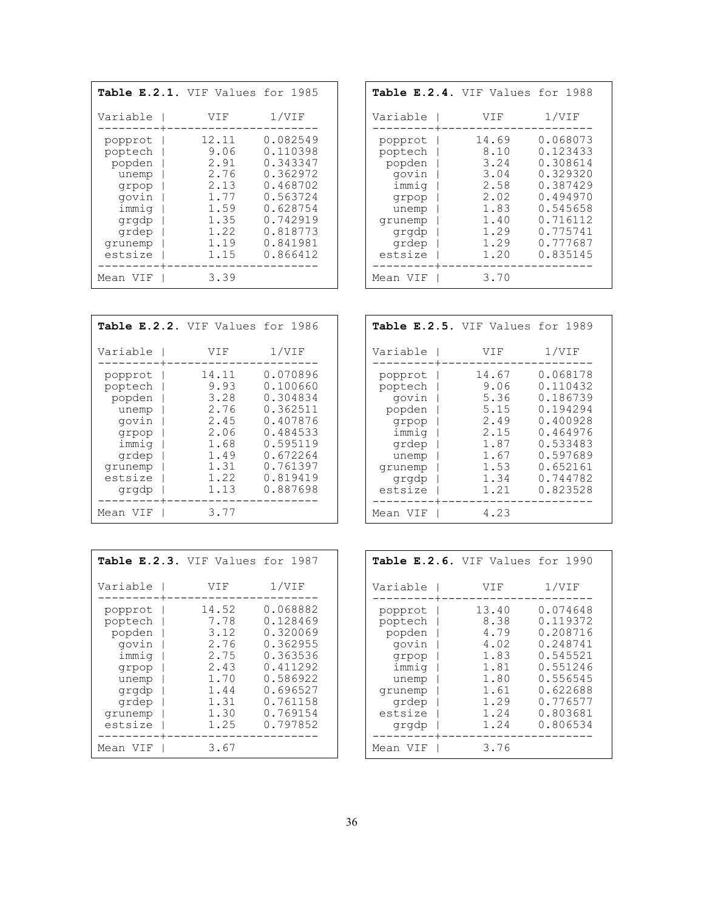**Table E.2.1.** VIF Values for 1985

| Variable | VIF | 1/VIF |
|---|---|---|
| popprot | 12.11 | 0.082549 |
| poptech | 9.06 | 0.110398 |
| popden | 2.91 | 0.343347 |
| unemp | 2.76 | 0.362972 |
| grpop | 2.13 | 0.468702 |
| govin | 1.77 | 0.563724 |
| immig | 1.59 | 0.628754 |
| grgdp | 1.35 | 0.742919 |
| grdep | 1.22 | 0.818773 |
| grunemp | 1.19 | 0.841981 |
| estsize | 1.15 | 0.866412 |
| Mean VIF | 3.39 | |

**Table E.2.2.** VIF Values for 1986

| Variable | VIF | 1/VIF |
|---|---|---|
| popprot | 14.11 | 0.070896 |
| poptech | 9.93 | 0.100660 |
| popden | 3.28 | 0.304834 |
| unemp | 2.76 | 0.362511 |
| govin | 2.45 | 0.407876 |
| grpop | 2.06 | 0.484533 |
| immig | 1.68 | 0.595119 |
| grdep | 1.49 | 0.672264 |
| grunemp | 1.31 | 0.761397 |
| estsize | 1.22 | 0.819419 |
| grgdp | 1.13 | 0.887698 |
| Mean VIF | 3.77 | |

**Table E.2.3.** VIF Values for 1987

| Variable | VIF | 1/VIF |
|---|---|---|
| popprot | 14.52 | 0.068882 |
| poptech | 7.78 | 0.128469 |
| popden | 3.12 | 0.320069 |
| govin | 2.76 | 0.362955 |
| immig | 2.75 | 0.363536 |
| grpop | 2.43 | 0.411292 |
| unemp | 1.70 | 0.586922 |
| grgdp | 1.44 | 0.696527 |
| grdep | 1.31 | 0.761158 |
| grunemp | 1.30 | 0.769154 |
| estsize | 1.25 | 0.797852 |
| Mean VIF | 3.67 | |

**Table E.2.4.** VIF Values for 1988

| Variable | VIF | 1/VIF |
|---|---|---|
| popprot | 14.69 | 0.068073 |
| poptech | 8.10 | 0.123433 |
| popden | 3.24 | 0.308614 |
| govin | 3.04 | 0.329320 |
| immig | 2.58 | 0.387429 |
| grpop | 2.02 | 0.494970 |
| unemp | 1.83 | 0.545658 |
| grunemp | 1.40 | 0.716112 |
| grgdp | 1.29 | 0.775741 |
| grdep | 1.29 | 0.777687 |
| estsize | 1.20 | 0.835145 |
| Mean VIF | 3.70 | |

**Table E.2.5.** VIF Values for 1989

| Variable | VIF | 1/VIF |
|---|---|---|
| popprot | 14.67 | 0.068178 |
| poptech | 9.06 | 0.110432 |
| govin | 5.36 | 0.186739 |
| popden | 5.15 | 0.194294 |
| grpop | 2.49 | 0.400928 |
| immig | 2.15 | 0.464976 |
| grdep | 1.87 | 0.533483 |
| unemp | 1.67 | 0.597689 |
| grunemp | 1.53 | 0.652161 |
| grgdp | 1.34 | 0.744782 |
| estsize | 1.21 | 0.823528 |
| Mean VIF | 4.23 | |

**Table E.2.6.** VIF Values for 1990

| Variable | VIF | 1/VIF |
|---|---|---|
| popprot | 13.40 | 0.074648 |
| poptech | 8.38 | 0.119372 |
| popden | 4.79 | 0.208716 |
| govin | 4.02 | 0.248741 |
| grpop | 1.83 | 0.545521 |
| immig | 1.81 | 0.551246 |
| unemp | 1.80 | 0.556545 |
| grunemp | 1.61 | 0.622688 |
| grdep | 1.29 | 0.776577 |
| estsize | 1.24 | 0.803681 |
| grgdp | 1.24 | 0.806534 |
| Mean VIF | 3.76 | |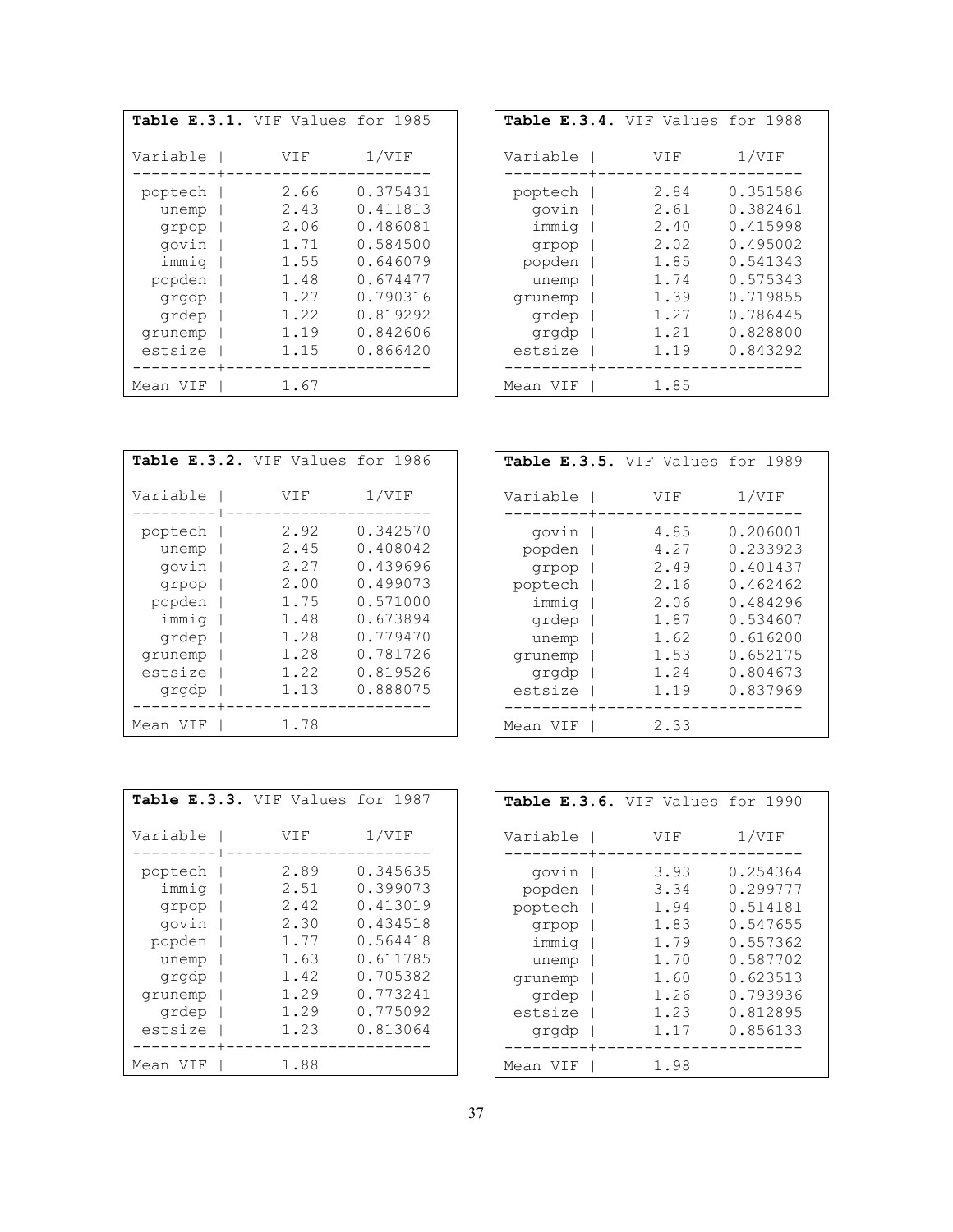**Table E.3.1.** VIF Values for 1985

| Variable | VIF | 1/VIF |
|---|---|---|
| poptech | 2.66 | 0.375431 |
| unemp | 2.43 | 0.411813 |
| grpop | 2.06 | 0.486081 |
| govin | 1.71 | 0.584500 |
| immig | 1.55 | 0.646079 |
| popden | 1.48 | 0.674477 |
| grgdp | 1.27 | 0.790316 |
| grdep | 1.22 | 0.819292 |
| grunemp | 1.19 | 0.842606 |
| estsize | 1.15 | 0.866420 |
| Mean VIF | 1.67 | |

**Table E.3.2.** VIF Values for 1986

| Variable | VIF | 1/VIF |
|---|---|---|
| poptech | 2.92 | 0.342570 |
| unemp | 2.45 | 0.408042 |
| govin | 2.27 | 0.439696 |
| grpop | 2.00 | 0.499073 |
| popden | 1.75 | 0.571000 |
| immig | 1.48 | 0.673894 |
| grdep | 1.28 | 0.779470 |
| grunemp | 1.28 | 0.781726 |
| estsize | 1.22 | 0.819526 |
| grgdp | 1.13 | 0.888075 |
| Mean VIF | 1.78 | |

**Table E.3.3.** VIF Values for 1987

| Variable | VIF | 1/VIF |
|---|---|---|
| poptech | 2.89 | 0.345635 |
| immig | 2.51 | 0.399073 |
| grpop | 2.42 | 0.413019 |
| govin | 2.30 | 0.434518 |
| popden | 1.77 | 0.564418 |
| unemp | 1.63 | 0.611785 |
| grgdp | 1.42 | 0.705382 |
| grunemp | 1.29 | 0.773241 |
| grdep | 1.29 | 0.775092 |
| estsize | 1.23 | 0.813064 |
| Mean VIF | 1.88 | |

**Table E.3.4.** VIF Values for 1988

| Variable | VIF | 1/VIF |
|---|---|---|
| poptech | 2.84 | 0.351586 |
| govin | 2.61 | 0.382461 |
| immig | 2.40 | 0.415998 |
| grpop | 2.02 | 0.495002 |
| popden | 1.85 | 0.541343 |
| unemp | 1.74 | 0.575343 |
| grunemp | 1.39 | 0.719855 |
| grdep | 1.27 | 0.786445 |
| grgdp | 1.21 | 0.828800 |
| estsize | 1.19 | 0.843292 |
| Mean VIF | 1.85 | |

**Table E.3.5.** VIF Values for 1989

| Variable | VIF | 1/VIF |
|---|---|---|
| govin | 4.85 | 0.206001 |
| popden | 4.27 | 0.233923 |
| grpop | 2.49 | 0.401437 |
| poptech | 2.16 | 0.462462 |
| immig | 2.06 | 0.484296 |
| grdep | 1.87 | 0.534607 |
| unemp | 1.62 | 0.616200 |
| grunemp | 1.53 | 0.652175 |
| grgdp | 1.24 | 0.804673 |
| estsize | 1.19 | 0.837969 |
| Mean VIF | 2.33 | |

**Table E.3.6.** VIF Values for 1990

| Variable | VIF | 1/VIF |
|---|---|---|
| govin | 3.93 | 0.254364 |
| popden | 3.34 | 0.299777 |
| poptech | 1.94 | 0.514181 |
| grpop | 1.83 | 0.547655 |
| immig | 1.79 | 0.557362 |
| unemp | 1.70 | 0.587702 |
| grunemp | 1.60 | 0.623513 |
| grdep | 1.26 | 0.793936 |
| estsize | 1.23 | 0.812895 |
| grgdp | 1.17 | 0.856133 |
| Mean VIF | 1.98 | |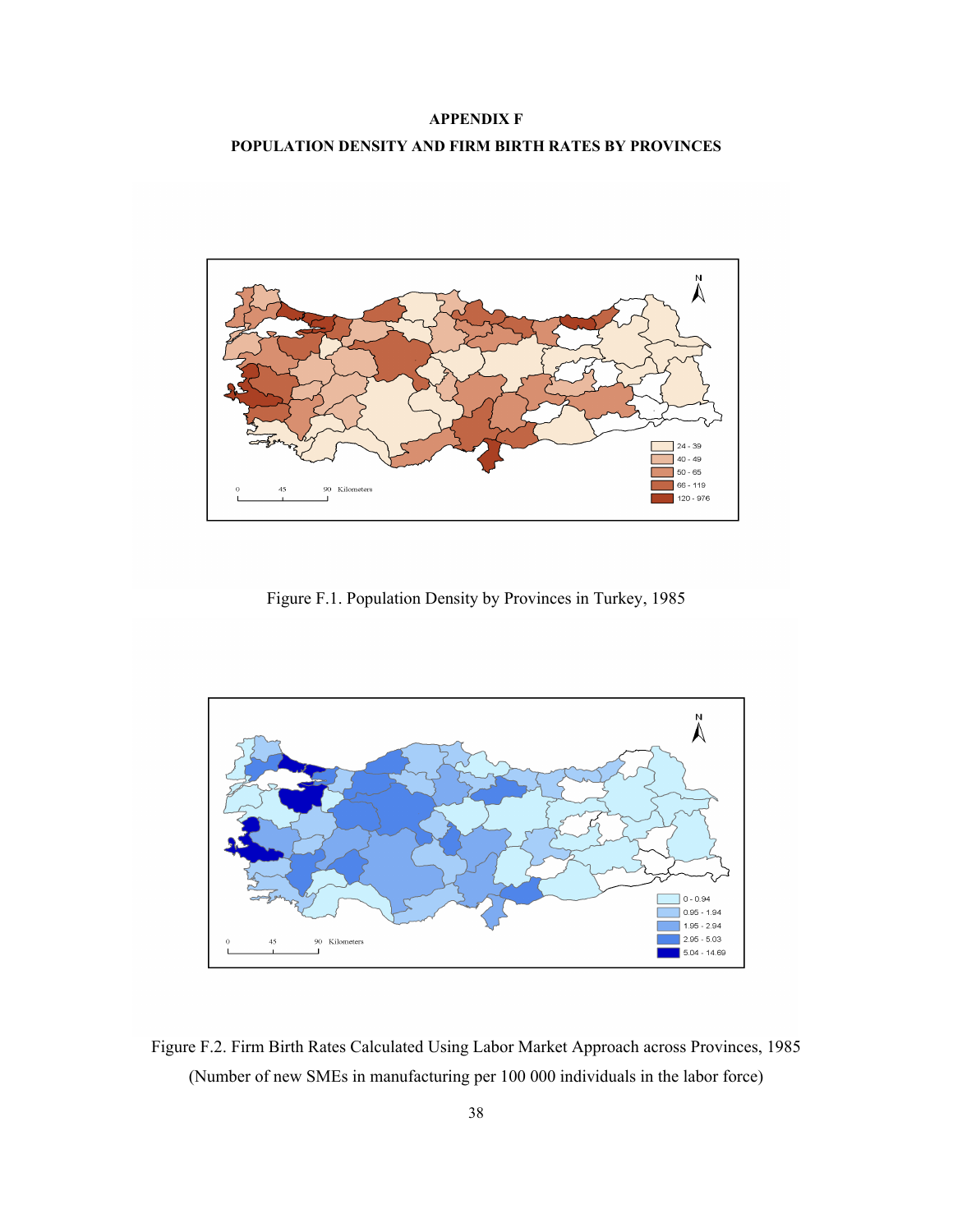# APPENDIX F

## POPULATION DENSITY AND FIRM BIRTH RATES BY PROVINCES

Figure F.1. Population Density by Provinces in Turkey, 1985

Figure F.2. Firm Birth Rates Calculated Using Labor Market Approach across Provinces, 1985 (Number of new SMEs in manufacturing per 100 000 individuals in the labor force)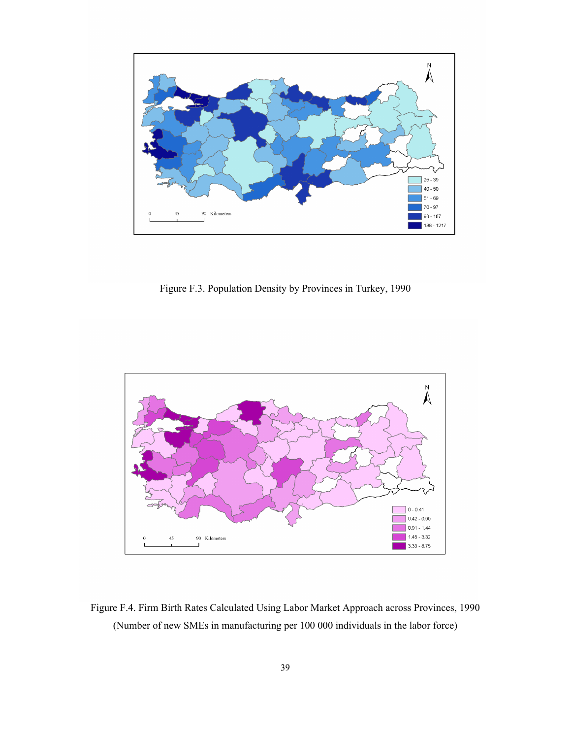Figure F.3. Population Density by Provinces in Turkey, 1990

Figure F.4. Firm Birth Rates Calculated Using Labor Market Approach across Provinces, 1990 (Number of new SMEs in manufacturing per 100 000 individuals in the labor force)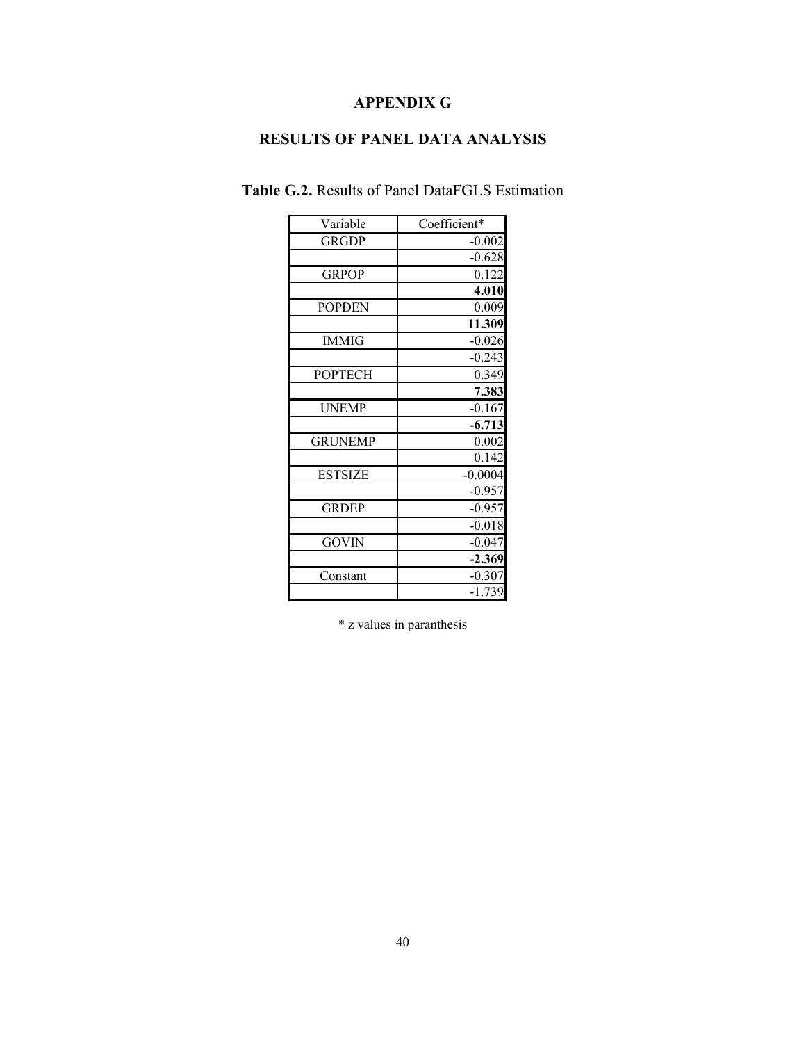# APPENDIX G

## RESULTS OF PANEL DATA ANALYSIS

**Table G.2.** Results of Panel DataFGLS Estimation

| Variable | Coefficient* |
|---|---|
| GRGDP | -0.002 |
| | -0.628 |
| GRPOP | 0.122 |
| | **4.010** |
| POPDEN | 0.009 |
| | **11.309** |
| IMMIG | -0.026 |
| | -0.243 |
| POPTECH | 0.349 |
| | **7.383** |
| UNEMP | -0.167 |
| | **-6.713** |
| GRUNEMP | 0.002 |
| | 0.142 |
| ESTSIZE | -0.0004 |
| | -0.957 |
| GRDEP | -0.957 |
| | -0.018 |
| GOVIN | -0.047 |
| | **-2.369** |
| Constant | -0.307 |
| | -1.739 |

* z values in paranthesis